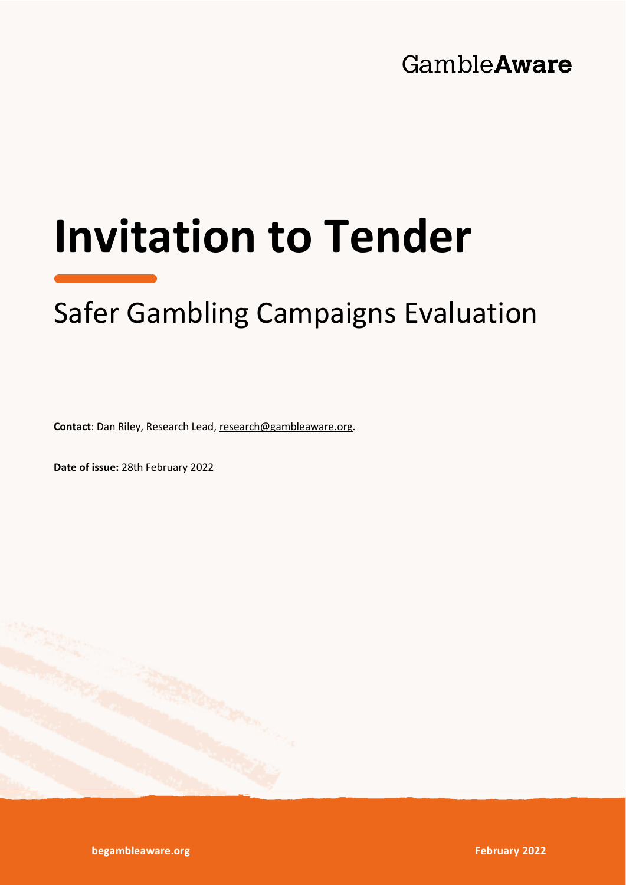GambleAware

# Invitation to Tender

## Safer Gambling Campaigns Evaluation

**Contact**: Dan Riley, Research Lead, research@gambleaware.org.

**Date of issue:** 28th February 2022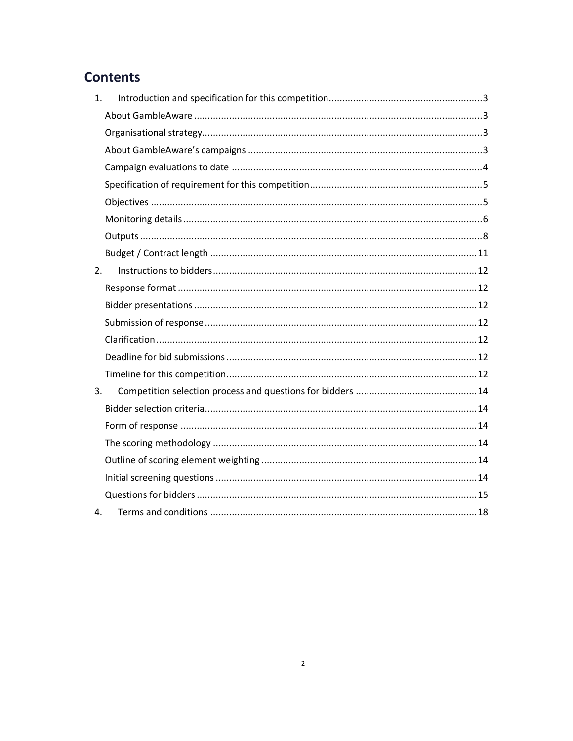# Contents

1. Introduction and specification for this competition ........................................................ 3
   - About GambleAware ........................................................................................................ 3
   - Organisational strategy..................................................................................................... 3
   - About GambleAware's campaigns .................................................................................... 3
   - Campaign evaluations to date .......................................................................................... 4
   - Specification of requirement for this competition............................................................. 5
   - Objectives ........................................................................................................................ 5
   - Monitoring details............................................................................................................. 6
   - Outputs ............................................................................................................................ 8
   - Budget / Contract length ................................................................................................. 11
2. Instructions to bidders ................................................................................................... 12
   - Response format ............................................................................................................. 12
   - Bidder presentations ....................................................................................................... 12
   - Submission of response ................................................................................................... 12
   - Clarification ..................................................................................................................... 12
   - Deadline for bid submissions ........................................................................................... 12
   - Timeline for this competition........................................................................................... 12
3. Competition selection process and questions for bidders ............................................. 14
   - Bidder selection criteria................................................................................................... 14
   - Form of response ............................................................................................................ 14
   - The scoring methodology ................................................................................................ 14
   - Outline of scoring element weighting .............................................................................. 14
   - Initial screening questions ............................................................................................... 14
   - Questions for bidders ...................................................................................................... 15
4. Terms and conditions .................................................................................................... 18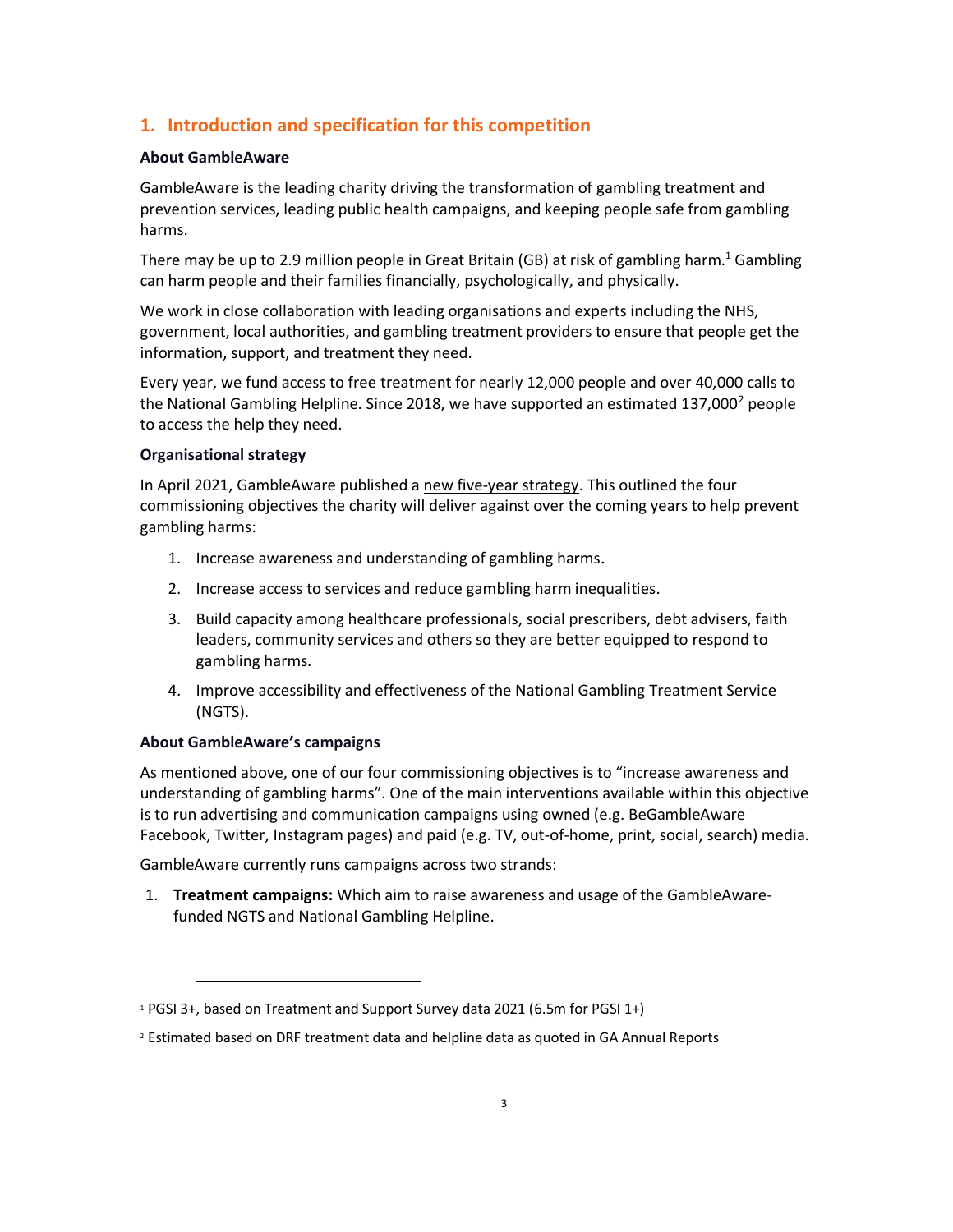## 1. Introduction and specification for this competition

**About GambleAware**

GambleAware is the leading charity driving the transformation of gambling treatment and prevention services, leading public health campaigns, and keeping people safe from gambling harms.

There may be up to 2.9 million people in Great Britain (GB) at risk of gambling harm.[1] Gambling can harm people and their families financially, psychologically, and physically.

We work in close collaboration with leading organisations and experts including the NHS, government, local authorities, and gambling treatment providers to ensure that people get the information, support, and treatment they need.

Every year, we fund access to free treatment for nearly 12,000 people and over 40,000 calls to the National Gambling Helpline. Since 2018, we have supported an estimated 137,000[2] people to access the help they need.

**Organisational strategy**

In April 2021, GambleAware published a new five-year strategy. This outlined the four commissioning objectives the charity will deliver against over the coming years to help prevent gambling harms:

1. Increase awareness and understanding of gambling harms.
2. Increase access to services and reduce gambling harm inequalities.
3. Build capacity among healthcare professionals, social prescribers, debt advisers, faith leaders, community services and others so they are better equipped to respond to gambling harms.
4. Improve accessibility and effectiveness of the National Gambling Treatment Service (NGTS).

**About GambleAware's campaigns**

As mentioned above, one of our four commissioning objectives is to "increase awareness and understanding of gambling harms". One of the main interventions available within this objective is to run advertising and communication campaigns using owned (e.g. BeGambleAware Facebook, Twitter, Instagram pages) and paid (e.g. TV, out-of-home, print, social, search) media.

GambleAware currently runs campaigns across two strands:

1. **Treatment campaigns:** Which aim to raise awareness and usage of the GambleAware-funded NGTS and National Gambling Helpline.

---

[1] PGSI 3+, based on Treatment and Support Survey data 2021 (6.5m for PGSI 1+)

[2] Estimated based on DRF treatment data and helpline data as quoted in GA Annual Reports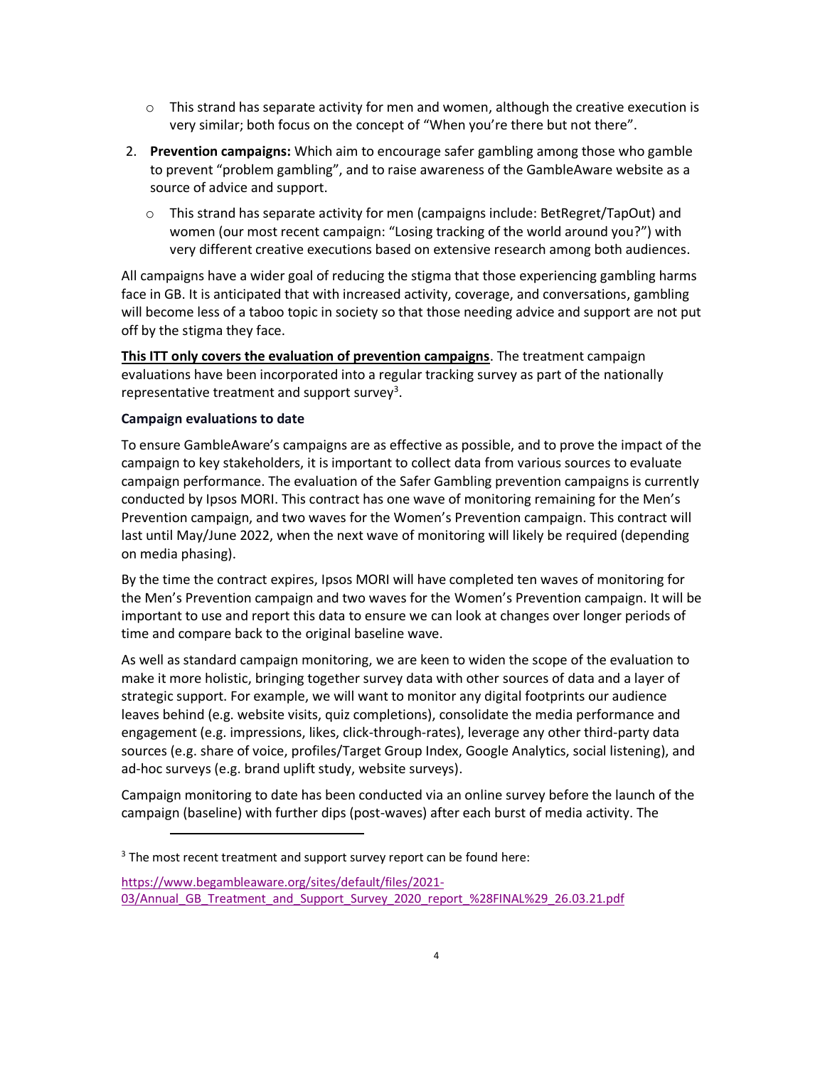- This strand has separate activity for men and women, although the creative execution is very similar; both focus on the concept of "When you're there but not there".

2. **Prevention campaigns:** Which aim to encourage safer gambling among those who gamble to prevent "problem gambling", and to raise awareness of the GambleAware website as a source of advice and support.
   - This strand has separate activity for men (campaigns include: BetRegret/TapOut) and women (our most recent campaign: "Losing tracking of the world around you?") with very different creative executions based on extensive research among both audiences.

All campaigns have a wider goal of reducing the stigma that those experiencing gambling harms face in GB. It is anticipated that with increased activity, coverage, and conversations, gambling will become less of a taboo topic in society so that those needing advice and support are not put off by the stigma they face.

**<u>This ITT only covers the evaluation of prevention campaigns</u>**. The treatment campaign evaluations have been incorporated into a regular tracking survey as part of the nationally representative treatment and support survey[3].

**Campaign evaluations to date**

To ensure GambleAware's campaigns are as effective as possible, and to prove the impact of the campaign to key stakeholders, it is important to collect data from various sources to evaluate campaign performance. The evaluation of the Safer Gambling prevention campaigns is currently conducted by Ipsos MORI. This contract has one wave of monitoring remaining for the Men's Prevention campaign, and two waves for the Women's Prevention campaign. This contract will last until May/June 2022, when the next wave of monitoring will likely be required (depending on media phasing).

By the time the contract expires, Ipsos MORI will have completed ten waves of monitoring for the Men's Prevention campaign and two waves for the Women's Prevention campaign. It will be important to use and report this data to ensure we can look at changes over longer periods of time and compare back to the original baseline wave.

As well as standard campaign monitoring, we are keen to widen the scope of the evaluation to make it more holistic, bringing together survey data with other sources of data and a layer of strategic support. For example, we will want to monitor any digital footprints our audience leaves behind (e.g. website visits, quiz completions), consolidate the media performance and engagement (e.g. impressions, likes, click-through-rates), leverage any other third-party data sources (e.g. share of voice, profiles/Target Group Index, Google Analytics, social listening), and ad-hoc surveys (e.g. brand uplift study, website surveys).

Campaign monitoring to date has been conducted via an online survey before the launch of the campaign (baseline) with further dips (post-waves) after each burst of media activity. The

---

[3] The most recent treatment and support survey report can be found here:

https://www.begambleaware.org/sites/default/files/2021-03/Annual_GB_Treatment_and_Support_Survey_2020_report_%28FINAL%29_26.03.21.pdf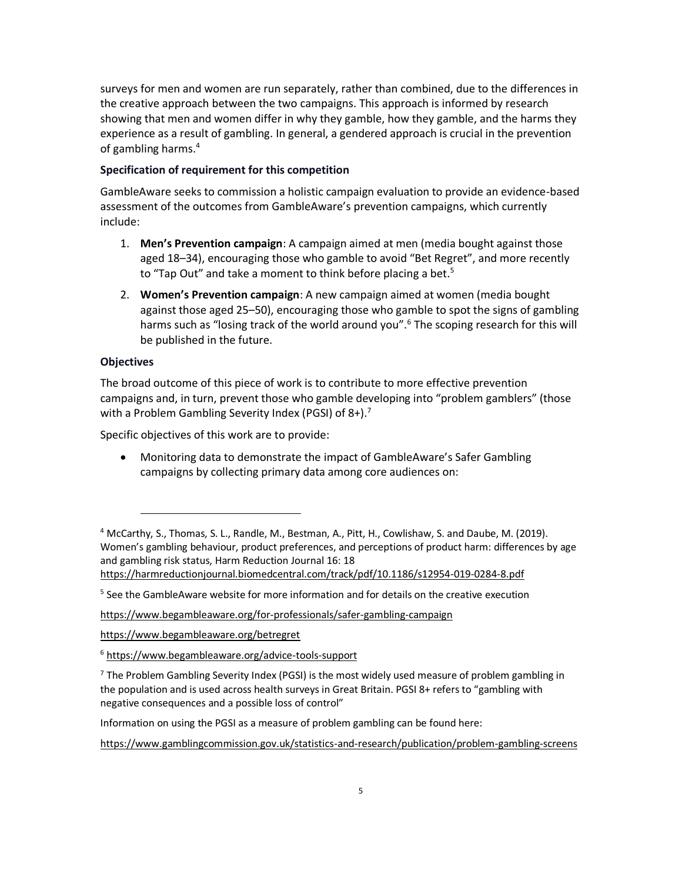surveys for men and women are run separately, rather than combined, due to the differences in the creative approach between the two campaigns. This approach is informed by research showing that men and women differ in why they gamble, how they gamble, and the harms they experience as a result of gambling. In general, a gendered approach is crucial in the prevention of gambling harms.[4]

**Specification of requirement for this competition**

GambleAware seeks to commission a holistic campaign evaluation to provide an evidence-based assessment of the outcomes from GambleAware's prevention campaigns, which currently include:

1. **Men's Prevention campaign**: A campaign aimed at men (media bought against those aged 18–34), encouraging those who gamble to avoid "Bet Regret", and more recently to "Tap Out" and take a moment to think before placing a bet.[5]
2. **Women's Prevention campaign**: A new campaign aimed at women (media bought against those aged 25–50), encouraging those who gamble to spot the signs of gambling harms such as "losing track of the world around you".[6] The scoping research for this will be published in the future.

**Objectives**

The broad outcome of this piece of work is to contribute to more effective prevention campaigns and, in turn, prevent those who gamble developing into "problem gamblers" (those with a Problem Gambling Severity Index (PGSI) of 8+).[7]

Specific objectives of this work are to provide:

- Monitoring data to demonstrate the impact of GambleAware's Safer Gambling campaigns by collecting primary data among core audiences on:

---

[4] McCarthy, S., Thomas, S. L., Randle, M., Bestman, A., Pitt, H., Cowlishaw, S. and Daube, M. (2019). Women's gambling behaviour, product preferences, and perceptions of product harm: differences by age and gambling risk status, Harm Reduction Journal 16: 18 https://harmreductionjournal.biomedcentral.com/track/pdf/10.1186/s12954-019-0284-8.pdf

[5] See the GambleAware website for more information and for details on the creative execution

https://www.begambleaware.org/for-professionals/safer-gambling-campaign

https://www.begambleaware.org/betregret

[6] https://www.begambleaware.org/advice-tools-support

[7] The Problem Gambling Severity Index (PGSI) is the most widely used measure of problem gambling in the population and is used across health surveys in Great Britain. PGSI 8+ refers to "gambling with negative consequences and a possible loss of control"

Information on using the PGSI as a measure of problem gambling can be found here:

https://www.gamblingcommission.gov.uk/statistics-and-research/publication/problem-gambling-screens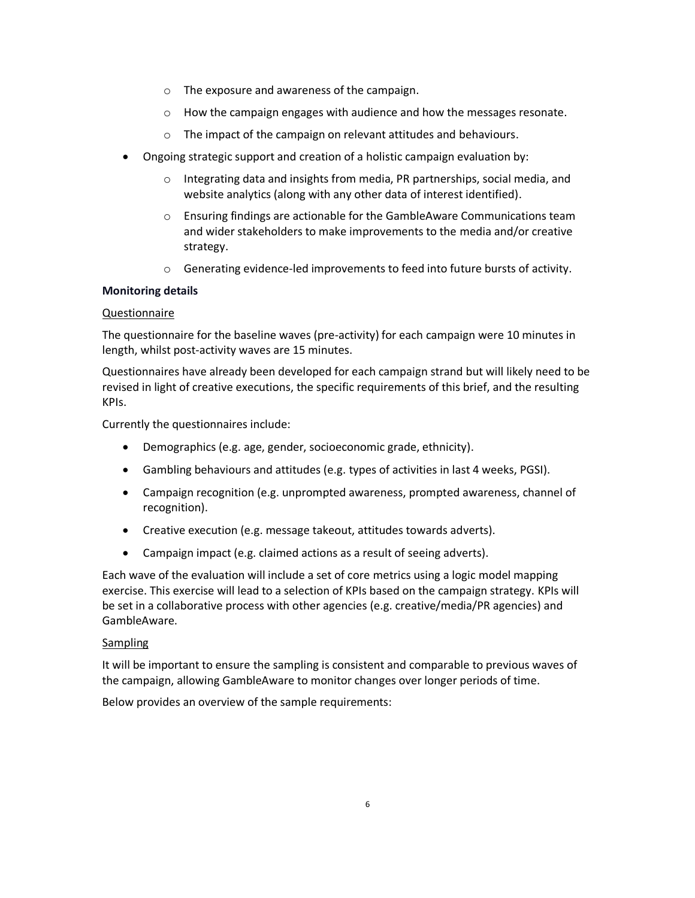- The exposure and awareness of the campaign.
    - How the campaign engages with audience and how the messages resonate.
    - The impact of the campaign on relevant attitudes and behaviours.
- Ongoing strategic support and creation of a holistic campaign evaluation by:
    - Integrating data and insights from media, PR partnerships, social media, and website analytics (along with any other data of interest identified).
    - Ensuring findings are actionable for the GambleAware Communications team and wider stakeholders to make improvements to the media and/or creative strategy.
    - Generating evidence-led improvements to feed into future bursts of activity.

**Monitoring details**

<u>Questionnaire</u>

The questionnaire for the baseline waves (pre-activity) for each campaign were 10 minutes in length, whilst post-activity waves are 15 minutes.

Questionnaires have already been developed for each campaign strand but will likely need to be revised in light of creative executions, the specific requirements of this brief, and the resulting KPIs.

Currently the questionnaires include:

- Demographics (e.g. age, gender, socioeconomic grade, ethnicity).
- Gambling behaviours and attitudes (e.g. types of activities in last 4 weeks, PGSI).
- Campaign recognition (e.g. unprompted awareness, prompted awareness, channel of recognition).
- Creative execution (e.g. message takeout, attitudes towards adverts).
- Campaign impact (e.g. claimed actions as a result of seeing adverts).

Each wave of the evaluation will include a set of core metrics using a logic model mapping exercise. This exercise will lead to a selection of KPIs based on the campaign strategy. KPIs will be set in a collaborative process with other agencies (e.g. creative/media/PR agencies) and GambleAware.

<u>Sampling</u>

It will be important to ensure the sampling is consistent and comparable to previous waves of the campaign, allowing GambleAware to monitor changes over longer periods of time.

Below provides an overview of the sample requirements: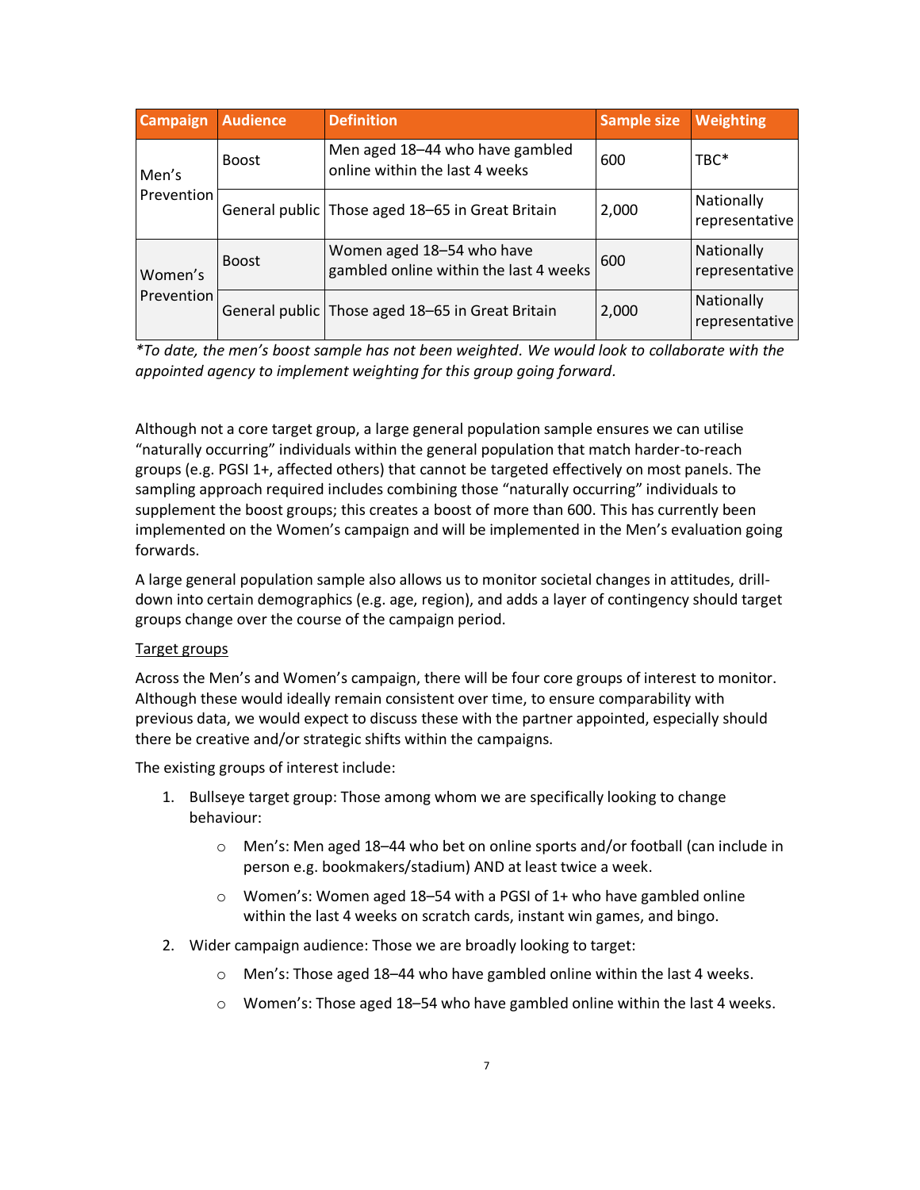| Campaign | Audience | Definition | Sample size | Weighting |
|---|---|---|---|---|
| Men's Prevention | Boost | Men aged 18–44 who have gambled online within the last 4 weeks | 600 | TBC* |
| | General public | Those aged 18–65 in Great Britain | 2,000 | Nationally representative |
| Women's Prevention | Boost | Women aged 18–54 who have gambled online within the last 4 weeks | 600 | Nationally representative |
| | General public | Those aged 18–65 in Great Britain | 2,000 | Nationally representative |

*\*To date, the men's boost sample has not been weighted. We would look to collaborate with the appointed agency to implement weighting for this group going forward.*

Although not a core target group, a large general population sample ensures we can utilise "naturally occurring" individuals within the general population that match harder-to-reach groups (e.g. PGSI 1+, affected others) that cannot be targeted effectively on most panels. The sampling approach required includes combining those "naturally occurring" individuals to supplement the boost groups; this creates a boost of more than 600. This has currently been implemented on the Women's campaign and will be implemented in the Men's evaluation going forwards.

A large general population sample also allows us to monitor societal changes in attitudes, drill-down into certain demographics (e.g. age, region), and adds a layer of contingency should target groups change over the course of the campaign period.

<u>Target groups</u>

Across the Men's and Women's campaign, there will be four core groups of interest to monitor. Although these would ideally remain consistent over time, to ensure comparability with previous data, we would expect to discuss these with the partner appointed, especially should there be creative and/or strategic shifts within the campaigns.

The existing groups of interest include:

1. Bullseye target group: Those among whom we are specifically looking to change behaviour:
    - Men's: Men aged 18–44 who bet on online sports and/or football (can include in person e.g. bookmakers/stadium) AND at least twice a week.
    - Women's: Women aged 18–54 with a PGSI of 1+ who have gambled online within the last 4 weeks on scratch cards, instant win games, and bingo.
2. Wider campaign audience: Those we are broadly looking to target:
    - Men's: Those aged 18–44 who have gambled online within the last 4 weeks.
    - Women's: Those aged 18–54 who have gambled online within the last 4 weeks.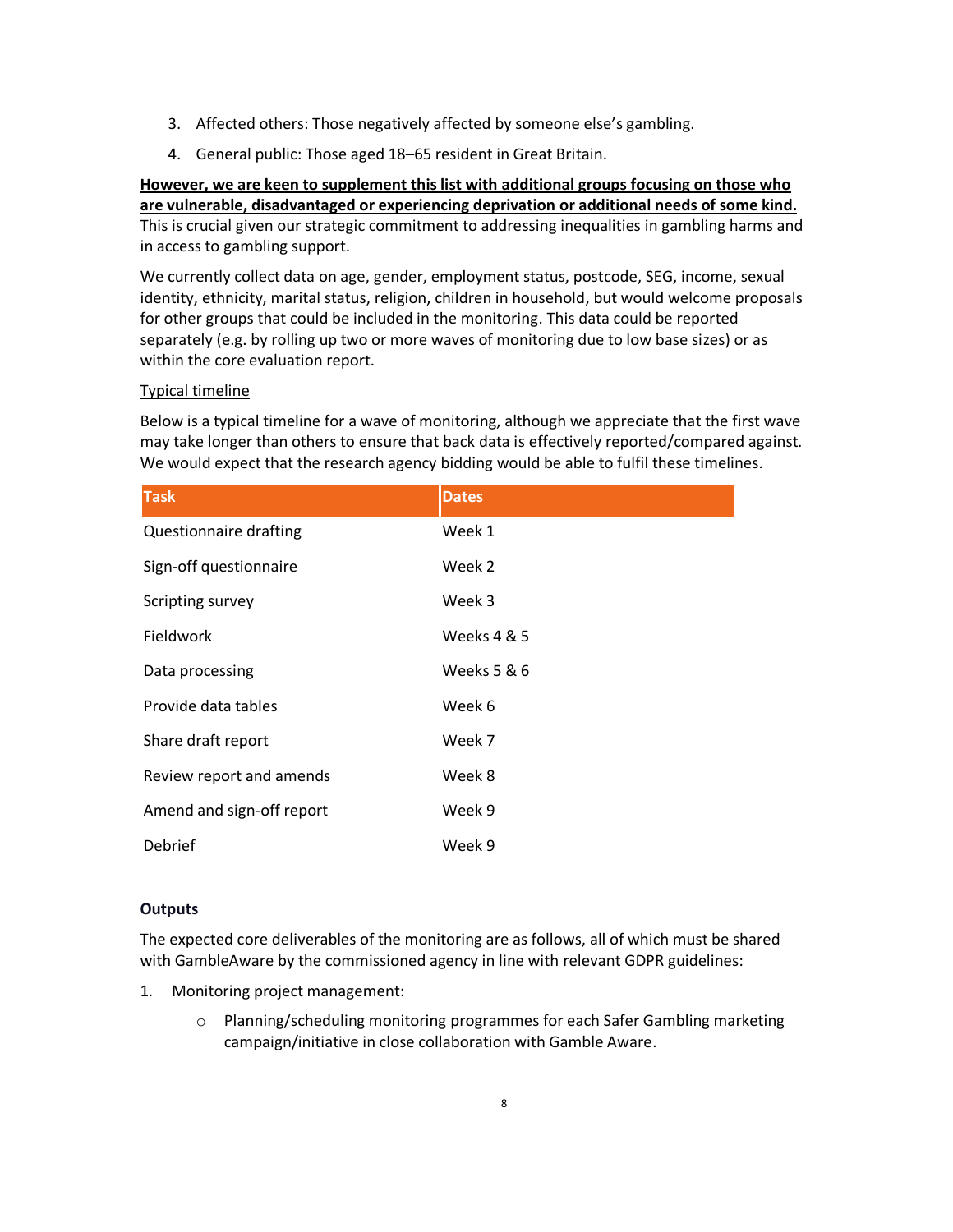3. Affected others: Those negatively affected by someone else's gambling.
4. General public: Those aged 18–65 resident in Great Britain.

**However, we are keen to supplement this list with additional groups focusing on those who are vulnerable, disadvantaged or experiencing deprivation or additional needs of some kind.** This is crucial given our strategic commitment to addressing inequalities in gambling harms and in access to gambling support.

We currently collect data on age, gender, employment status, postcode, SEG, income, sexual identity, ethnicity, marital status, religion, children in household, but would welcome proposals for other groups that could be included in the monitoring. This data could be reported separately (e.g. by rolling up two or more waves of monitoring due to low base sizes) or as within the core evaluation report.

Typical timeline

Below is a typical timeline for a wave of monitoring, although we appreciate that the first wave may take longer than others to ensure that back data is effectively reported/compared against. We would expect that the research agency bidding would be able to fulfil these timelines.

| Task | Dates |
|---|---|
| Questionnaire drafting | Week 1 |
| Sign-off questionnaire | Week 2 |
| Scripting survey | Week 3 |
| Fieldwork | Weeks 4 & 5 |
| Data processing | Weeks 5 & 6 |
| Provide data tables | Week 6 |
| Share draft report | Week 7 |
| Review report and amends | Week 8 |
| Amend and sign-off report | Week 9 |
| Debrief | Week 9 |

**Outputs**

The expected core deliverables of the monitoring are as follows, all of which must be shared with GambleAware by the commissioned agency in line with relevant GDPR guidelines:

1. Monitoring project management:
    - Planning/scheduling monitoring programmes for each Safer Gambling marketing campaign/initiative in close collaboration with Gamble Aware.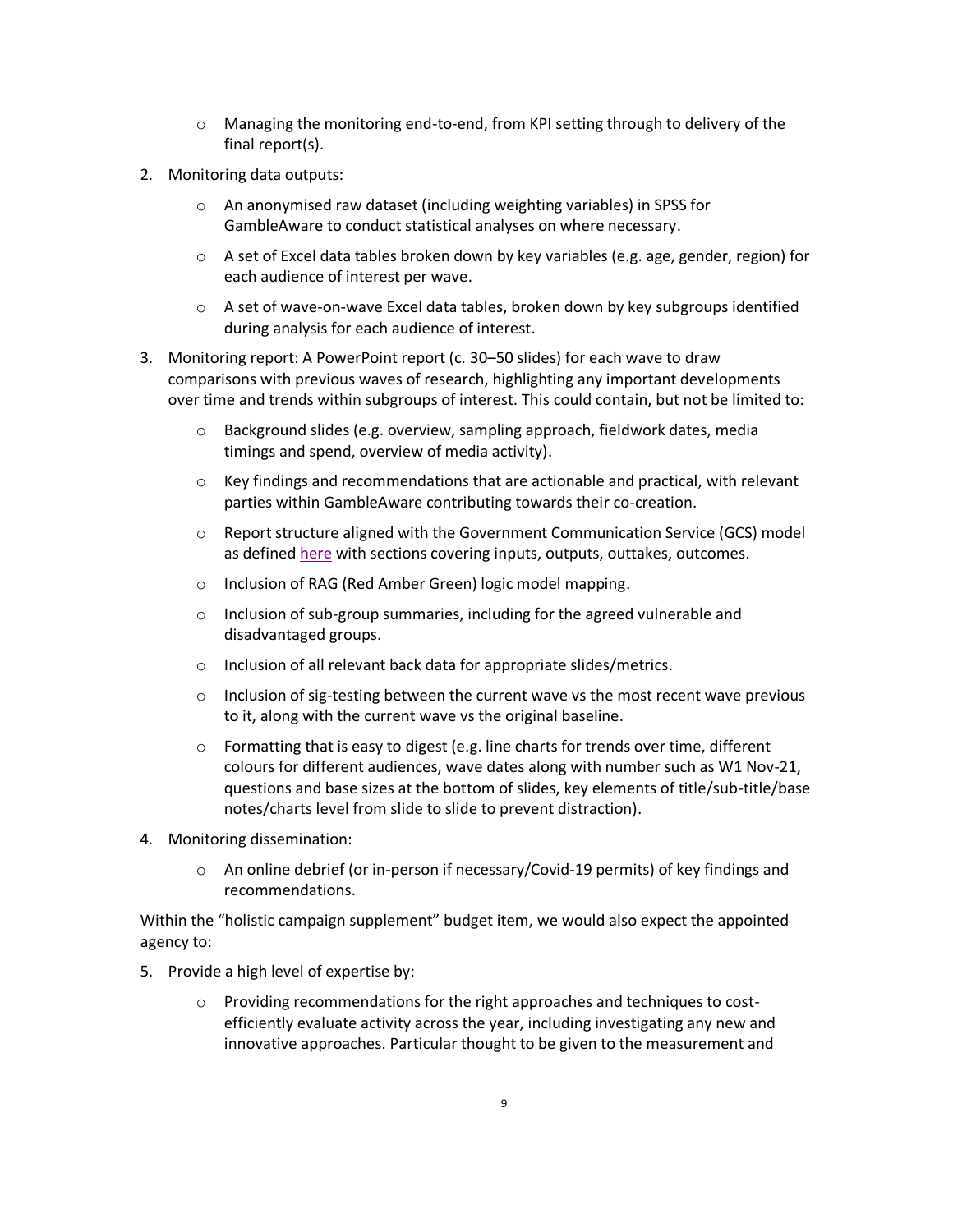- Managing the monitoring end-to-end, from KPI setting through to delivery of the final report(s).

2. Monitoring data outputs:

   - An anonymised raw dataset (including weighting variables) in SPSS for GambleAware to conduct statistical analyses on where necessary.
   - A set of Excel data tables broken down by key variables (e.g. age, gender, region) for each audience of interest per wave.
   - A set of wave-on-wave Excel data tables, broken down by key subgroups identified during analysis for each audience of interest.

3. Monitoring report: A PowerPoint report (c. 30–50 slides) for each wave to draw comparisons with previous waves of research, highlighting any important developments over time and trends within subgroups of interest. This could contain, but not be limited to:

   - Background slides (e.g. overview, sampling approach, fieldwork dates, media timings and spend, overview of media activity).
   - Key findings and recommendations that are actionable and practical, with relevant parties within GambleAware contributing towards their co-creation.
   - Report structure aligned with the Government Communication Service (GCS) model as defined here with sections covering inputs, outputs, outtakes, outcomes.
   - Inclusion of RAG (Red Amber Green) logic model mapping.
   - Inclusion of sub-group summaries, including for the agreed vulnerable and disadvantaged groups.
   - Inclusion of all relevant back data for appropriate slides/metrics.
   - Inclusion of sig-testing between the current wave vs the most recent wave previous to it, along with the current wave vs the original baseline.
   - Formatting that is easy to digest (e.g. line charts for trends over time, different colours for different audiences, wave dates along with number such as W1 Nov-21, questions and base sizes at the bottom of slides, key elements of title/sub-title/base notes/charts level from slide to slide to prevent distraction).

4. Monitoring dissemination:

   - An online debrief (or in-person if necessary/Covid-19 permits) of key findings and recommendations.

Within the “holistic campaign supplement” budget item, we would also expect the appointed agency to:

5. Provide a high level of expertise by:

   - Providing recommendations for the right approaches and techniques to cost-efficiently evaluate activity across the year, including investigating any new and innovative approaches. Particular thought to be given to the measurement and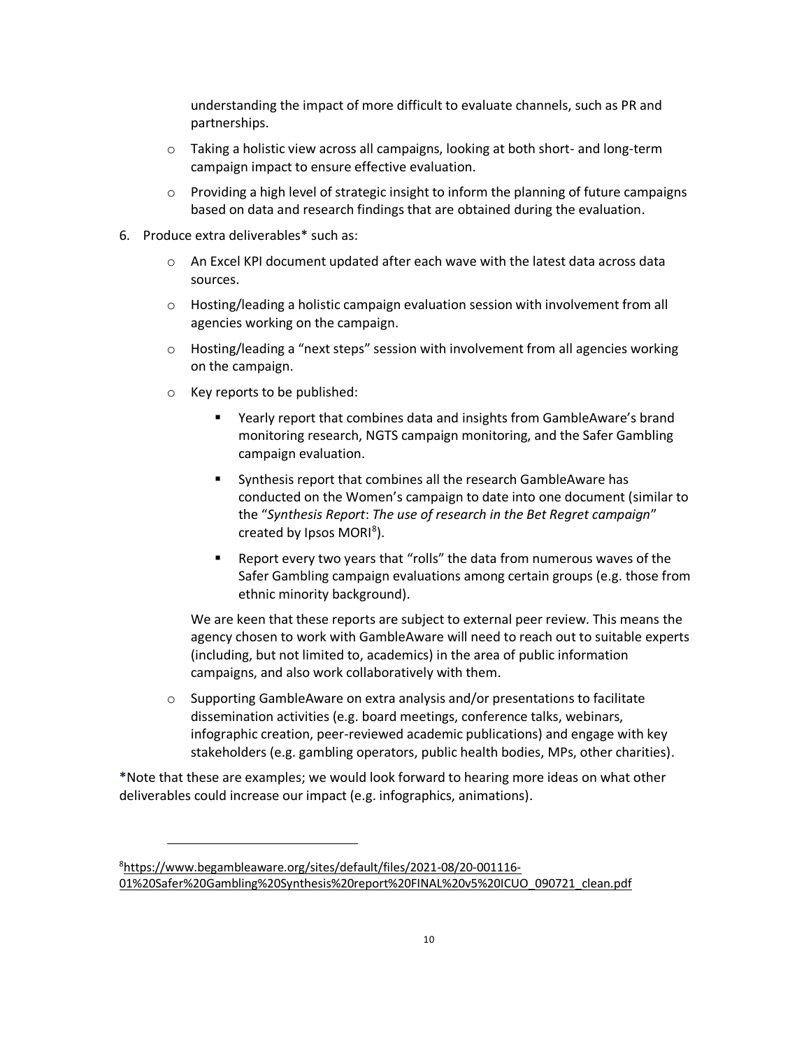understanding the impact of more difficult to evaluate channels, such as PR and partnerships.

- Taking a holistic view across all campaigns, looking at both short- and long-term campaign impact to ensure effective evaluation.
- Providing a high level of strategic insight to inform the planning of future campaigns based on data and research findings that are obtained during the evaluation.

6. Produce extra deliverables* such as:
    - An Excel KPI document updated after each wave with the latest data across data sources.
    - Hosting/leading a holistic campaign evaluation session with involvement from all agencies working on the campaign.
    - Hosting/leading a "next steps" session with involvement from all agencies working on the campaign.
    - Key reports to be published:
        - Yearly report that combines data and insights from GambleAware's brand monitoring research, NGTS campaign monitoring, and the Safer Gambling campaign evaluation.
        - Synthesis report that combines all the research GambleAware has conducted on the Women's campaign to date into one document (similar to the "*Synthesis Report*: *The use of research in the Bet Regret campaign*" created by Ipsos MORI[8]).
        - Report every two years that "rolls" the data from numerous waves of the Safer Gambling campaign evaluations among certain groups (e.g. those from ethnic minority background).

      We are keen that these reports are subject to external peer review. This means the agency chosen to work with GambleAware will need to reach out to suitable experts (including, but not limited to, academics) in the area of public information campaigns, and also work collaboratively with them.

    - Supporting GambleAware on extra analysis and/or presentations to facilitate dissemination activities (e.g. board meetings, conference talks, webinars, infographic creation, peer-reviewed academic publications) and engage with key stakeholders (e.g. gambling operators, public health bodies, MPs, other charities).

*Note that these are examples; we would look forward to hearing more ideas on what other deliverables could increase our impact (e.g. infographics, animations).

---

[8] https://www.begambleaware.org/sites/default/files/2021-08/20-001116-01%20Safer%20Gambling%20Synthesis%20report%20FINAL%20v5%20ICUO_090721_clean.pdf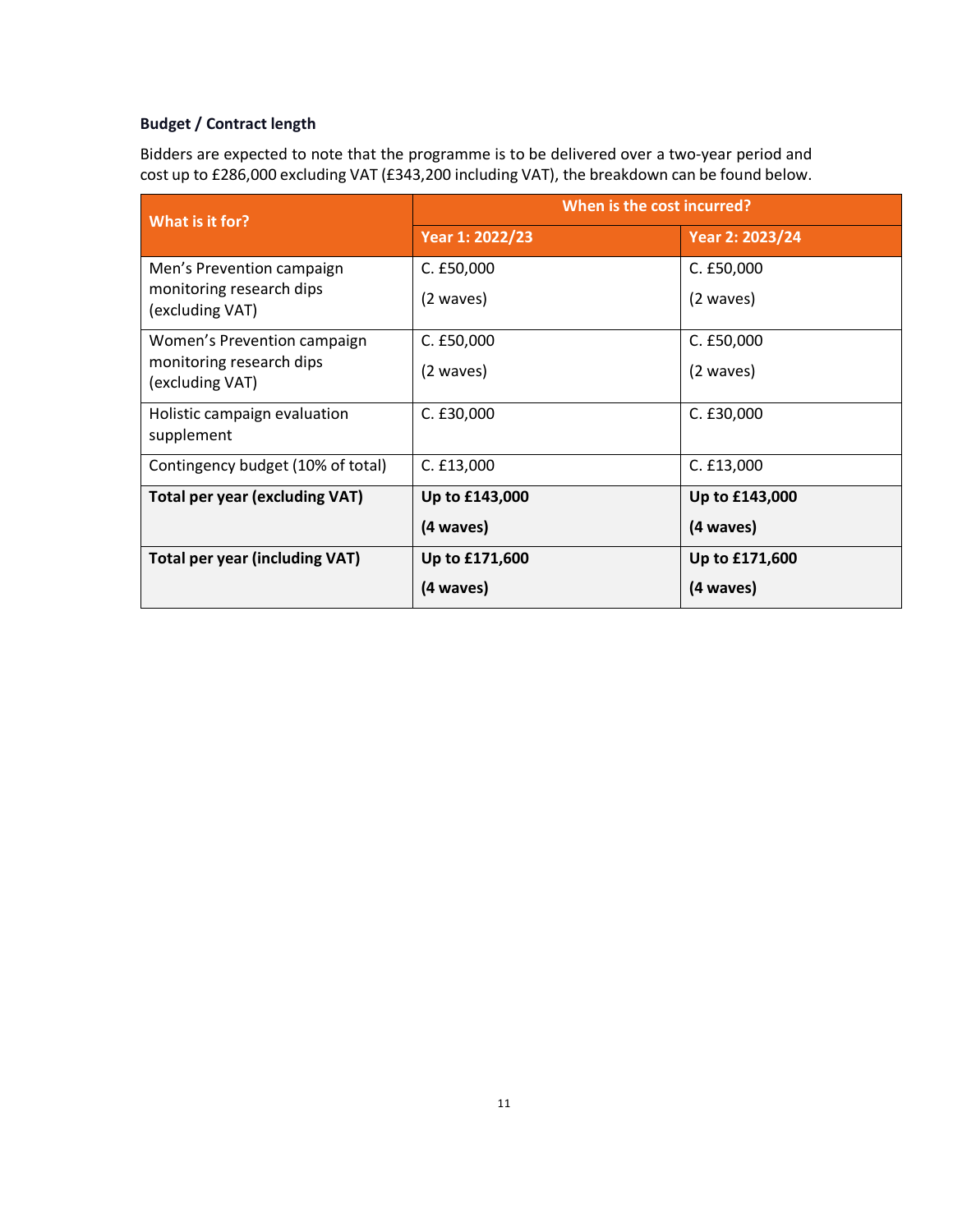**Budget / Contract length**

Bidders are expected to note that the programme is to be delivered over a two-year period and cost up to £286,000 excluding VAT (£343,200 including VAT), the breakdown can be found below.

| What is it for? | When is the cost incurred? | |
|---|---|---|
| | Year 1: 2022/23 | Year 2: 2023/24 |
| Men's Prevention campaign monitoring research dips (excluding VAT) | C. £50,000 (2 waves) | C. £50,000 (2 waves) |
| Women's Prevention campaign monitoring research dips (excluding VAT) | C. £50,000 (2 waves) | C. £50,000 (2 waves) |
| Holistic campaign evaluation supplement | C. £30,000 | C. £30,000 |
| Contingency budget (10% of total) | C. £13,000 | C. £13,000 |
| **Total per year (excluding VAT)** | **Up to £143,000 (4 waves)** | **Up to £143,000 (4 waves)** |
| **Total per year (including VAT)** | **Up to £171,600 (4 waves)** | **Up to £171,600 (4 waves)** |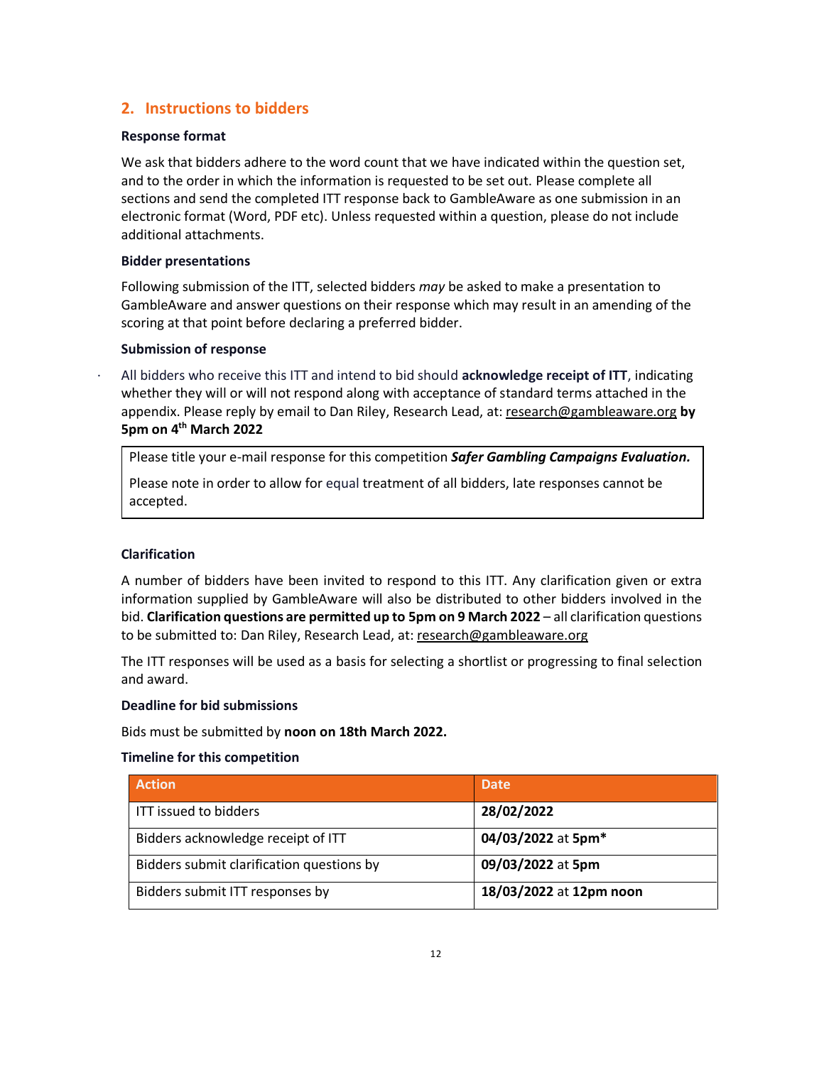## 2. Instructions to bidders

**Response format**

We ask that bidders adhere to the word count that we have indicated within the question set, and to the order in which the information is requested to be set out. Please complete all sections and send the completed ITT response back to GambleAware as one submission in an electronic format (Word, PDF etc). Unless requested within a question, please do not include additional attachments.

**Bidder presentations**

Following submission of the ITT, selected bidders *may* be asked to make a presentation to GambleAware and answer questions on their response which may result in an amending of the scoring at that point before declaring a preferred bidder.

**Submission of response**

- All bidders who receive this ITT and intend to bid should **acknowledge receipt of ITT**, indicating whether they will or will not respond along with acceptance of standard terms attached in the appendix. Please reply by email to Dan Riley, Research Lead, at: research@gambleaware.org **by 5pm on 4th March 2022**

> Please title your e-mail response for this competition ***Safer Gambling Campaigns Evaluation.***
>
> Please note in order to allow for equal treatment of all bidders, late responses cannot be accepted.

**Clarification**

A number of bidders have been invited to respond to this ITT. Any clarification given or extra information supplied by GambleAware will also be distributed to other bidders involved in the bid. **Clarification questions are permitted up to 5pm on 9 March 2022** – all clarification questions to be submitted to: Dan Riley, Research Lead, at: research@gambleaware.org

The ITT responses will be used as a basis for selecting a shortlist or progressing to final selection and award.

**Deadline for bid submissions**

Bids must be submitted by **noon on 18th March 2022.**

**Timeline for this competition**

| Action | Date |
|---|---|
| ITT issued to bidders | **28/02/2022** |
| Bidders acknowledge receipt of ITT | **04/03/2022** at **5pm*** |
| Bidders submit clarification questions by | **09/03/2022** at **5pm** |
| Bidders submit ITT responses by | **18/03/2022** at **12pm noon** |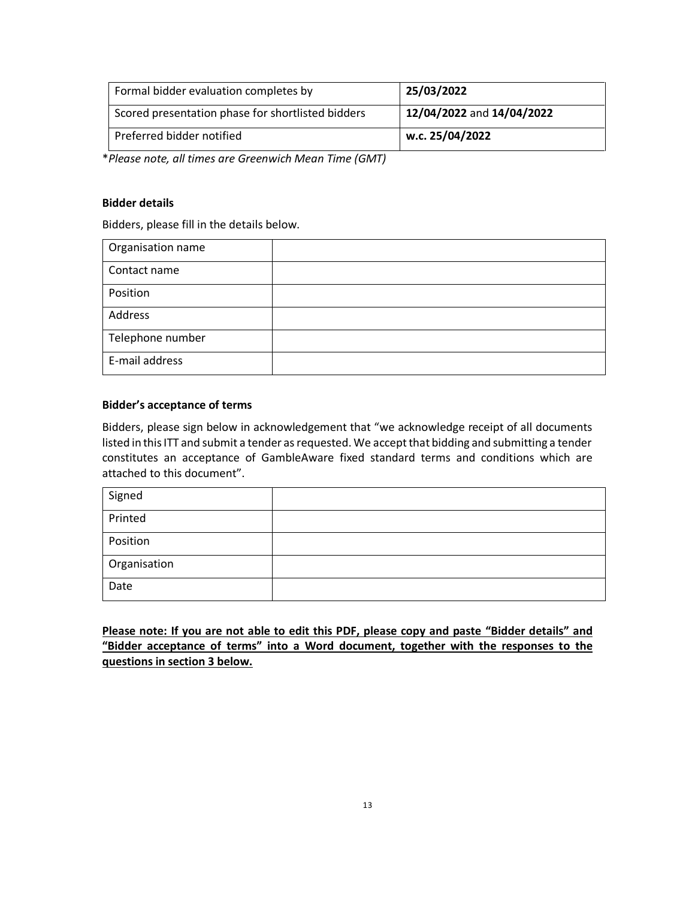| Formal bidder evaluation completes by | **25/03/2022** |
|---|---|
| Scored presentation phase for shortlisted bidders | **12/04/2022** and **14/04/2022** |
| Preferred bidder notified | **w.c. 25/04/2022** |

**Please note, all times are Greenwich Mean Time (GMT)*

**Bidder details**

Bidders, please fill in the details below.

| Organisation name | |
|---|---|
| Contact name | |
| Position | |
| Address | |
| Telephone number | |
| E-mail address | |

**Bidder's acceptance of terms**

Bidders, please sign below in acknowledgement that "we acknowledge receipt of all documents listed in this ITT and submit a tender as requested. We accept that bidding and submitting a tender constitutes an acceptance of GambleAware fixed standard terms and conditions which are attached to this document".

| Signed | |
|---|---|
| Printed | |
| Position | |
| Organisation | |
| Date | |

**<u>Please note: If you are not able to edit this PDF, please copy and paste "Bidder details" and "Bidder acceptance of terms" into a Word document, together with the responses to the questions in section 3 below.</u>**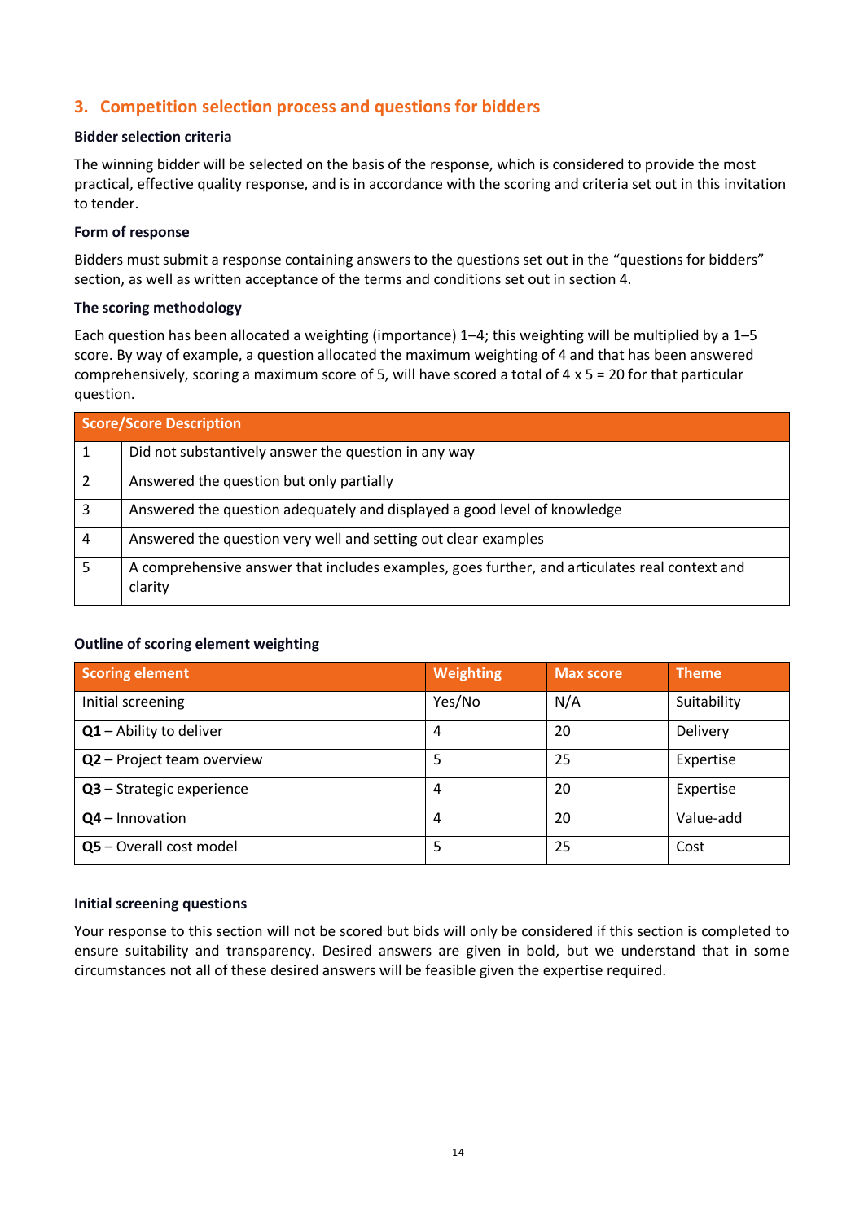## 3. Competition selection process and questions for bidders

### Bidder selection criteria

The winning bidder will be selected on the basis of the response, which is considered to provide the most practical, effective quality response, and is in accordance with the scoring and criteria set out in this invitation to tender.

### Form of response

Bidders must submit a response containing answers to the questions set out in the “questions for bidders” section, as well as written acceptance of the terms and conditions set out in section 4.

### The scoring methodology

Each question has been allocated a weighting (importance) 1–4; this weighting will be multiplied by a 1–5 score. By way of example, a question allocated the maximum weighting of 4 and that has been answered comprehensively, scoring a maximum score of 5, will have scored a total of 4 x 5 = 20 for that particular question.

| Score/Score Description | |
|---|---|
| 1 | Did not substantively answer the question in any way |
| 2 | Answered the question but only partially |
| 3 | Answered the question adequately and displayed a good level of knowledge |
| 4 | Answered the question very well and setting out clear examples |
| 5 | A comprehensive answer that includes examples, goes further, and articulates real context and clarity |

### Outline of scoring element weighting

| Scoring element | Weighting | Max score | Theme |
|---|---|---|---|
| Initial screening | Yes/No | N/A | Suitability |
| **Q1** – Ability to deliver | 4 | 20 | Delivery |
| **Q2** – Project team overview | 5 | 25 | Expertise |
| **Q3** – Strategic experience | 4 | 20 | Expertise |
| **Q4** – Innovation | 4 | 20 | Value-add |
| **Q5** – Overall cost model | 5 | 25 | Cost |

### Initial screening questions

Your response to this section will not be scored but bids will only be considered if this section is completed to ensure suitability and transparency. Desired answers are given in bold, but we understand that in some circumstances not all of these desired answers will be feasible given the expertise required.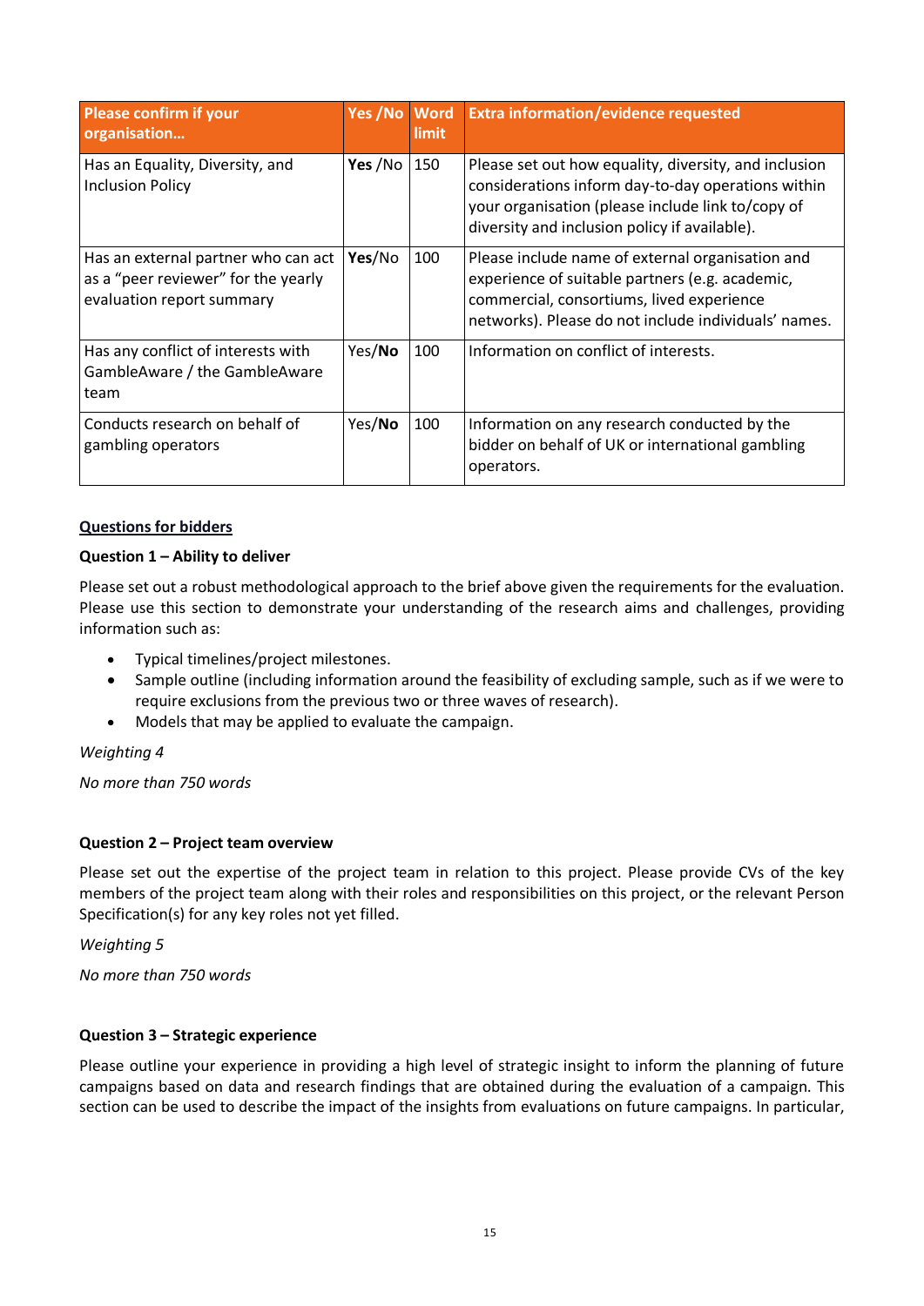| Please confirm if your organisation… | Yes /No | Word limit | Extra information/evidence requested |
|---|---|---|---|
| Has an Equality, Diversity, and Inclusion Policy | **Yes** /No | 150 | Please set out how equality, diversity, and inclusion considerations inform day-to-day operations within your organisation (please include link to/copy of diversity and inclusion policy if available). |
| Has an external partner who can act as a "peer reviewer" for the yearly evaluation report summary | **Yes**/No | 100 | Please include name of external organisation and experience of suitable partners (e.g. academic, commercial, consortiums, lived experience networks). Please do not include individuals' names. |
| Has any conflict of interests with GambleAware / the GambleAware team | Yes/**No** | 100 | Information on conflict of interests. |
| Conducts research on behalf of gambling operators | Yes/**No** | 100 | Information on any research conducted by the bidder on behalf of UK or international gambling operators. |

**Questions for bidders**

**Question 1 – Ability to deliver**

Please set out a robust methodological approach to the brief above given the requirements for the evaluation. Please use this section to demonstrate your understanding of the research aims and challenges, providing information such as:

- Typical timelines/project milestones.
- Sample outline (including information around the feasibility of excluding sample, such as if we were to require exclusions from the previous two or three waves of research).
- Models that may be applied to evaluate the campaign.

*Weighting 4*

*No more than 750 words*

**Question 2 – Project team overview**

Please set out the expertise of the project team in relation to this project. Please provide CVs of the key members of the project team along with their roles and responsibilities on this project, or the relevant Person Specification(s) for any key roles not yet filled.

*Weighting 5*

*No more than 750 words*

**Question 3 – Strategic experience**

Please outline your experience in providing a high level of strategic insight to inform the planning of future campaigns based on data and research findings that are obtained during the evaluation of a campaign. This section can be used to describe the impact of the insights from evaluations on future campaigns. In particular,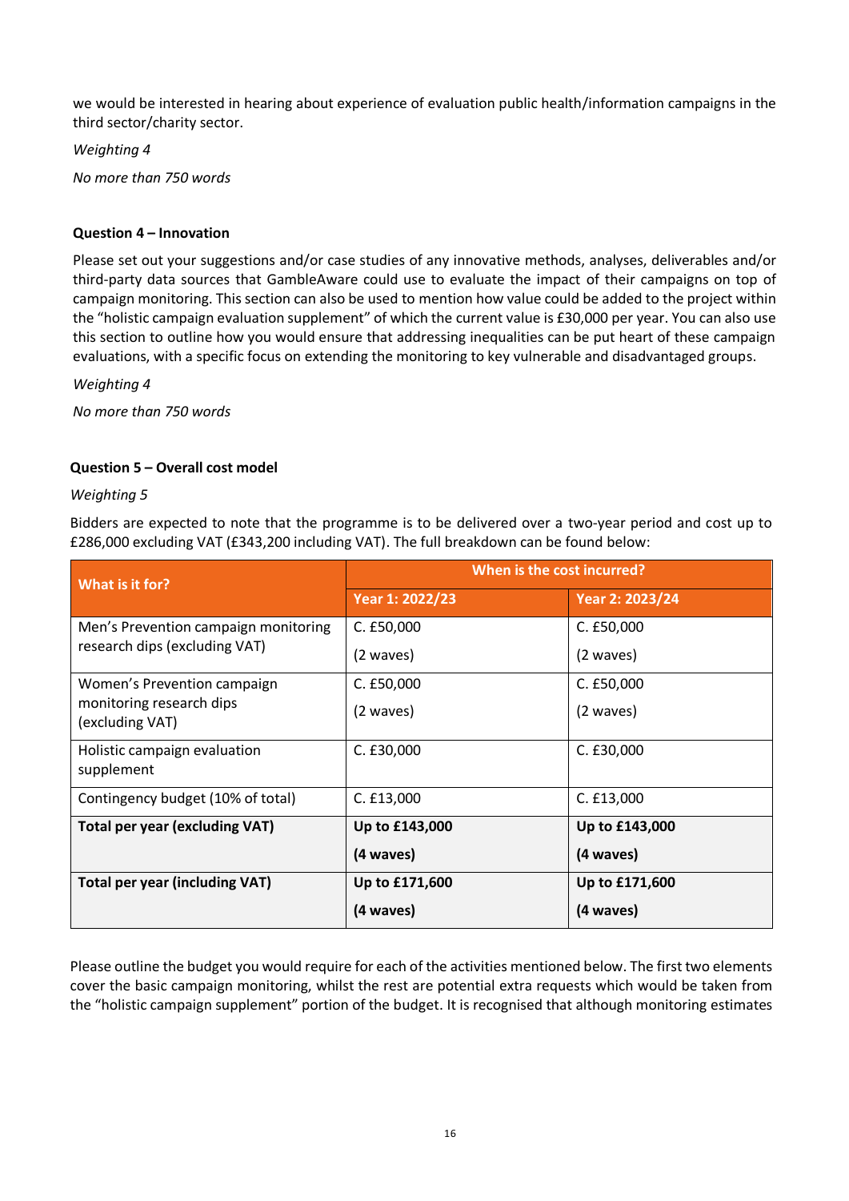we would be interested in hearing about experience of evaluation public health/information campaigns in the third sector/charity sector.

*Weighting 4*

*No more than 750 words*

**Question 4 – Innovation**

Please set out your suggestions and/or case studies of any innovative methods, analyses, deliverables and/or third-party data sources that GambleAware could use to evaluate the impact of their campaigns on top of campaign monitoring. This section can also be used to mention how value could be added to the project within the "holistic campaign evaluation supplement" of which the current value is £30,000 per year. You can also use this section to outline how you would ensure that addressing inequalities can be put heart of these campaign evaluations, with a specific focus on extending the monitoring to key vulnerable and disadvantaged groups.

*Weighting 4*

*No more than 750 words*

**Question 5 – Overall cost model**

*Weighting 5*

Bidders are expected to note that the programme is to be delivered over a two-year period and cost up to £286,000 excluding VAT (£343,200 including VAT). The full breakdown can be found below:

| What is it for? | When is the cost incurred? | |
|---|---|---|
| | Year 1: 2022/23 | Year 2: 2023/24 |
| Men's Prevention campaign monitoring research dips (excluding VAT) | C. £50,000<br>(2 waves) | C. £50,000<br>(2 waves) |
| Women's Prevention campaign monitoring research dips (excluding VAT) | C. £50,000<br>(2 waves) | C. £50,000<br>(2 waves) |
| Holistic campaign evaluation supplement | C. £30,000 | C. £30,000 |
| Contingency budget (10% of total) | C. £13,000 | C. £13,000 |
| **Total per year (excluding VAT)** | **Up to £143,000**<br>**(4 waves)** | **Up to £143,000**<br>**(4 waves)** |
| **Total per year (including VAT)** | **Up to £171,600**<br>**(4 waves)** | **Up to £171,600**<br>**(4 waves)** |

Please outline the budget you would require for each of the activities mentioned below. The first two elements cover the basic campaign monitoring, whilst the rest are potential extra requests which would be taken from the "holistic campaign supplement" portion of the budget. It is recognised that although monitoring estimates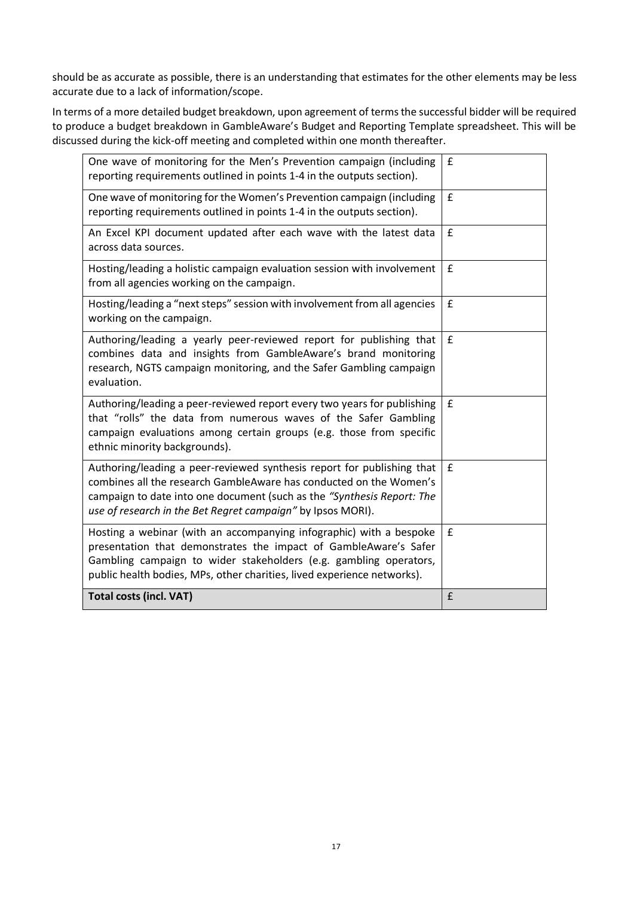should be as accurate as possible, there is an understanding that estimates for the other elements may be less accurate due to a lack of information/scope.

In terms of a more detailed budget breakdown, upon agreement of terms the successful bidder will be required to produce a budget breakdown in GambleAware's Budget and Reporting Template spreadsheet. This will be discussed during the kick-off meeting and completed within one month thereafter.

| | |
|---|---|
| One wave of monitoring for the Men's Prevention campaign (including reporting requirements outlined in points 1-4 in the outputs section). | £ |
| One wave of monitoring for the Women's Prevention campaign (including reporting requirements outlined in points 1-4 in the outputs section). | £ |
| An Excel KPI document updated after each wave with the latest data across data sources. | £ |
| Hosting/leading a holistic campaign evaluation session with involvement from all agencies working on the campaign. | £ |
| Hosting/leading a "next steps" session with involvement from all agencies working on the campaign. | £ |
| Authoring/leading a yearly peer-reviewed report for publishing that combines data and insights from GambleAware's brand monitoring research, NGTS campaign monitoring, and the Safer Gambling campaign evaluation. | £ |
| Authoring/leading a peer-reviewed report every two years for publishing that "rolls" the data from numerous waves of the Safer Gambling campaign evaluations among certain groups (e.g. those from specific ethnic minority backgrounds). | £ |
| Authoring/leading a peer-reviewed synthesis report for publishing that combines all the research GambleAware has conducted on the Women's campaign to date into one document (such as the *"Synthesis Report: The use of research in the Bet Regret campaign"* by Ipsos MORI). | £ |
| Hosting a webinar (with an accompanying infographic) with a bespoke presentation that demonstrates the impact of GambleAware's Safer Gambling campaign to wider stakeholders (e.g. gambling operators, public health bodies, MPs, other charities, lived experience networks). | £ |
| **Total costs (incl. VAT)** | £ |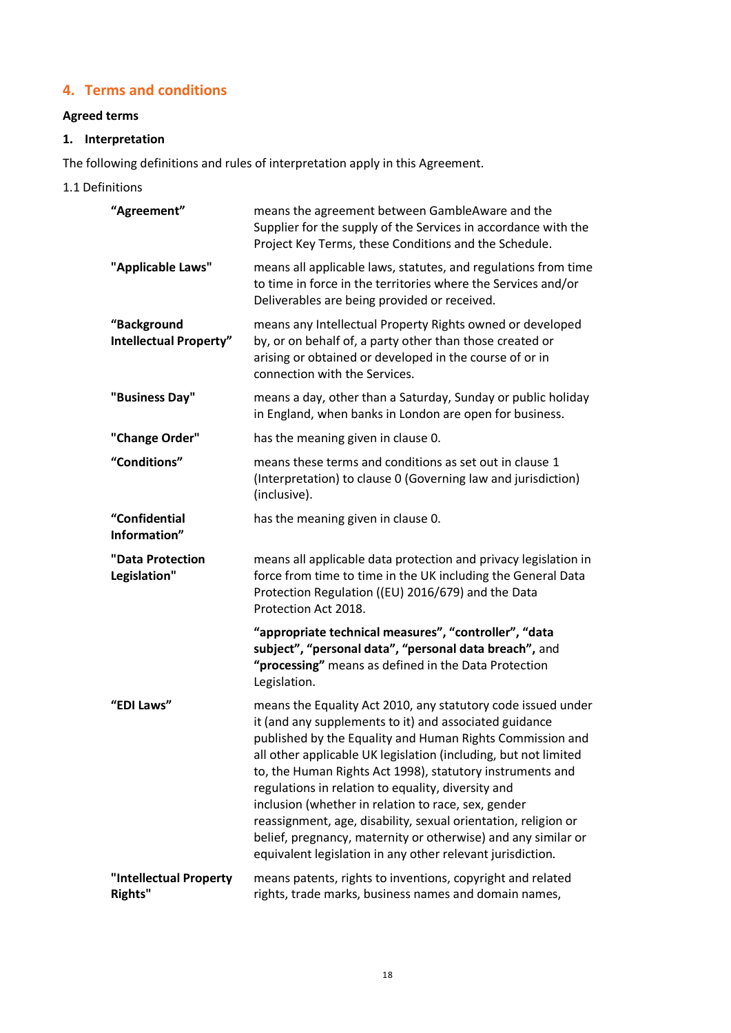## 4. Terms and conditions

**Agreed terms**

### 1. Interpretation

The following definitions and rules of interpretation apply in this Agreement.

1.1 Definitions

| | |
|---|---|
| **"Agreement"** | means the agreement between GambleAware and the Supplier for the supply of the Services in accordance with the Project Key Terms, these Conditions and the Schedule. |
| **"Applicable Laws"** | means all applicable laws, statutes, and regulations from time to time in force in the territories where the Services and/or Deliverables are being provided or received. |
| **"Background Intellectual Property"** | means any Intellectual Property Rights owned or developed by, or on behalf of, a party other than those created or arising or obtained or developed in the course of or in connection with the Services. |
| **"Business Day"** | means a day, other than a Saturday, Sunday or public holiday in England, when banks in London are open for business. |
| **"Change Order"** | has the meaning given in clause 0. |
| **"Conditions"** | means these terms and conditions as set out in clause 1 (Interpretation) to clause 0 (Governing law and jurisdiction) (inclusive). |
| **"Confidential Information"** | has the meaning given in clause 0. |
| **"Data Protection Legislation"** | means all applicable data protection and privacy legislation in force from time to time in the UK including the General Data Protection Regulation ((EU) 2016/679) and the Data Protection Act 2018. |
| | **"appropriate technical measures"**, **"controller"**, **"data subject"**, **"personal data"**, **"personal data breach"**, and **"processing"** means as defined in the Data Protection Legislation. |
| **"EDI Laws"** | means the Equality Act 2010, any statutory code issued under it (and any supplements to it) and associated guidance published by the Equality and Human Rights Commission and all other applicable UK legislation (including, but not limited to, the Human Rights Act 1998), statutory instruments and regulations in relation to equality, diversity and inclusion (whether in relation to race, sex, gender reassignment, age, disability, sexual orientation, religion or belief, pregnancy, maternity or otherwise) and any similar or equivalent legislation in any other relevant jurisdiction. |
| **"Intellectual Property Rights"** | means patents, rights to inventions, copyright and related rights, trade marks, business names and domain names, |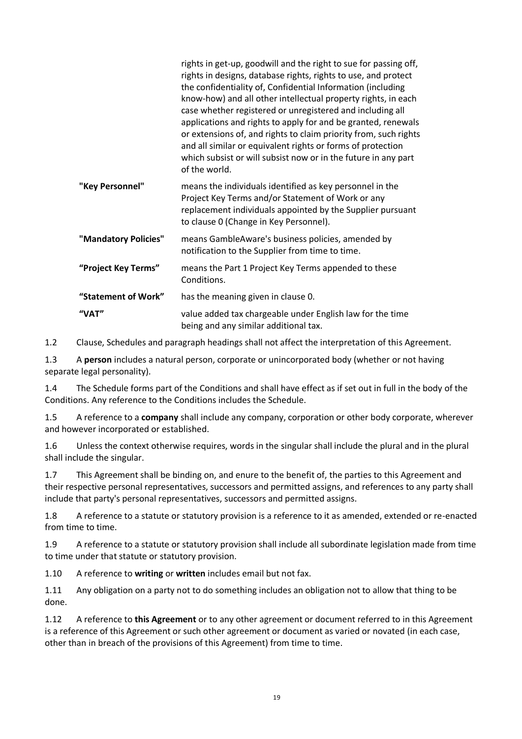| | |
|---|---|
| | rights in get-up, goodwill and the right to sue for passing off, rights in designs, database rights, rights to use, and protect the confidentiality of, Confidential Information (including know-how) and all other intellectual property rights, in each case whether registered or unregistered and including all applications and rights to apply for and be granted, renewals or extensions of, and rights to claim priority from, such rights and all similar or equivalent rights or forms of protection which subsist or will subsist now or in the future in any part of the world. |
| **"Key Personnel"** | means the individuals identified as key personnel in the Project Key Terms and/or Statement of Work or any replacement individuals appointed by the Supplier pursuant to clause 0 (Change in Key Personnel). |
| **"Mandatory Policies"** | means GambleAware's business policies, amended by notification to the Supplier from time to time. |
| **"Project Key Terms"** | means the Part 1 Project Key Terms appended to these Conditions. |
| **"Statement of Work"** | has the meaning given in clause 0. |
| **"VAT"** | value added tax chargeable under English law for the time being and any similar additional tax. |

1.2 Clause, Schedules and paragraph headings shall not affect the interpretation of this Agreement.

1.3 A **person** includes a natural person, corporate or unincorporated body (whether or not having separate legal personality).

1.4 The Schedule forms part of the Conditions and shall have effect as if set out in full in the body of the Conditions. Any reference to the Conditions includes the Schedule.

1.5 A reference to a **company** shall include any company, corporation or other body corporate, wherever and however incorporated or established.

1.6 Unless the context otherwise requires, words in the singular shall include the plural and in the plural shall include the singular.

1.7 This Agreement shall be binding on, and enure to the benefit of, the parties to this Agreement and their respective personal representatives, successors and permitted assigns, and references to any party shall include that party's personal representatives, successors and permitted assigns.

1.8 A reference to a statute or statutory provision is a reference to it as amended, extended or re-enacted from time to time.

1.9 A reference to a statute or statutory provision shall include all subordinate legislation made from time to time under that statute or statutory provision.

1.10 A reference to **writing** or **written** includes email but not fax.

1.11 Any obligation on a party not to do something includes an obligation not to allow that thing to be done.

1.12 A reference to **this Agreement** or to any other agreement or document referred to in this Agreement is a reference of this Agreement or such other agreement or document as varied or novated (in each case, other than in breach of the provisions of this Agreement) from time to time.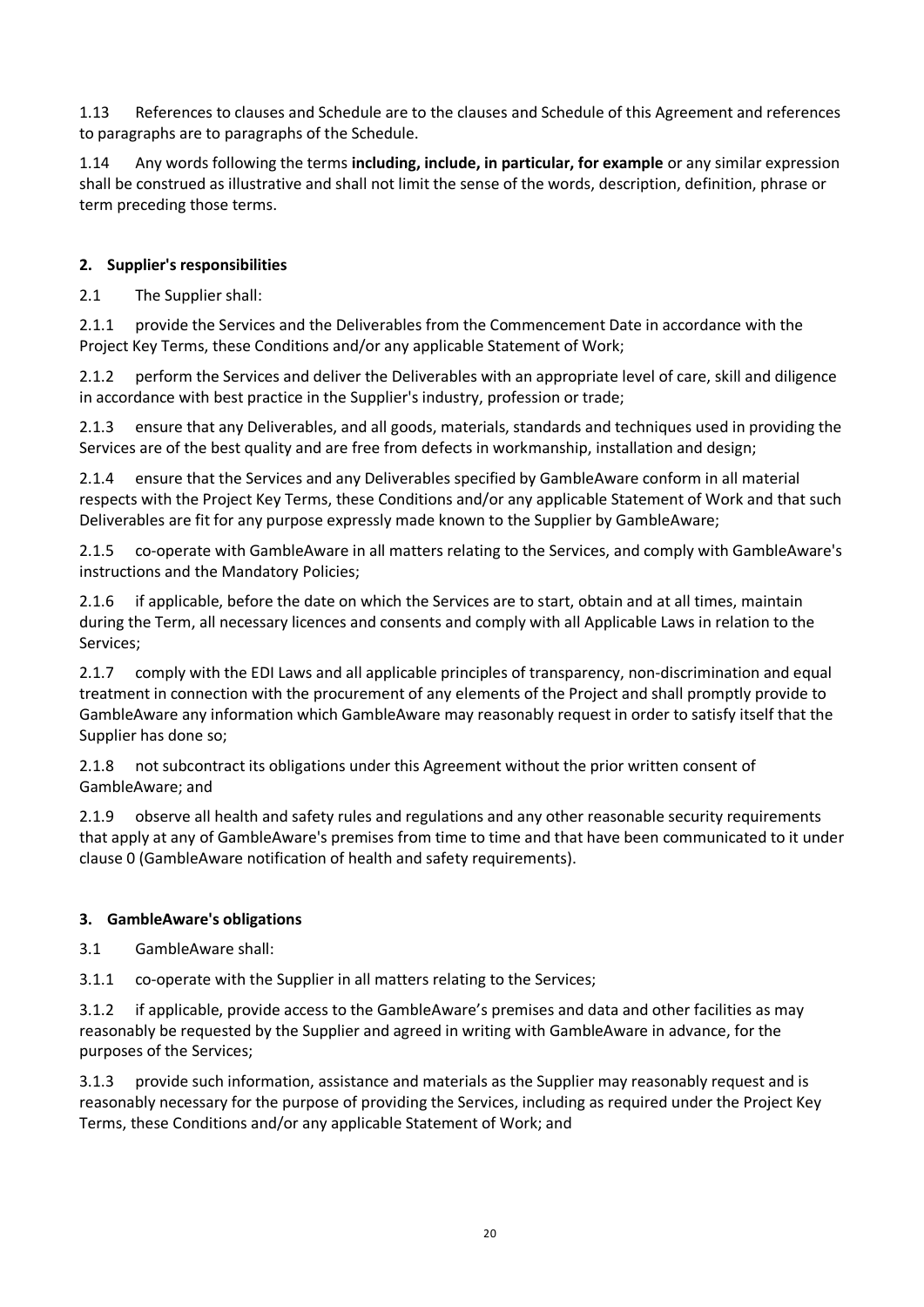1.13 References to clauses and Schedule are to the clauses and Schedule of this Agreement and references to paragraphs are to paragraphs of the Schedule.

1.14 Any words following the terms **including, include, in particular, for example** or any similar expression shall be construed as illustrative and shall not limit the sense of the words, description, definition, phrase or term preceding those terms.

## 2. Supplier's responsibilities

2.1 The Supplier shall:

2.1.1 provide the Services and the Deliverables from the Commencement Date in accordance with the Project Key Terms, these Conditions and/or any applicable Statement of Work;

2.1.2 perform the Services and deliver the Deliverables with an appropriate level of care, skill and diligence in accordance with best practice in the Supplier's industry, profession or trade;

2.1.3 ensure that any Deliverables, and all goods, materials, standards and techniques used in providing the Services are of the best quality and are free from defects in workmanship, installation and design;

2.1.4 ensure that the Services and any Deliverables specified by GambleAware conform in all material respects with the Project Key Terms, these Conditions and/or any applicable Statement of Work and that such Deliverables are fit for any purpose expressly made known to the Supplier by GambleAware;

2.1.5 co-operate with GambleAware in all matters relating to the Services, and comply with GambleAware's instructions and the Mandatory Policies;

2.1.6 if applicable, before the date on which the Services are to start, obtain and at all times, maintain during the Term, all necessary licences and consents and comply with all Applicable Laws in relation to the Services;

2.1.7 comply with the EDI Laws and all applicable principles of transparency, non-discrimination and equal treatment in connection with the procurement of any elements of the Project and shall promptly provide to GambleAware any information which GambleAware may reasonably request in order to satisfy itself that the Supplier has done so;

2.1.8 not subcontract its obligations under this Agreement without the prior written consent of GambleAware; and

2.1.9 observe all health and safety rules and regulations and any other reasonable security requirements that apply at any of GambleAware's premises from time to time and that have been communicated to it under clause 0 (GambleAware notification of health and safety requirements).

## 3. GambleAware's obligations

3.1 GambleAware shall:

3.1.1 co-operate with the Supplier in all matters relating to the Services;

3.1.2 if applicable, provide access to the GambleAware's premises and data and other facilities as may reasonably be requested by the Supplier and agreed in writing with GambleAware in advance, for the purposes of the Services;

3.1.3 provide such information, assistance and materials as the Supplier may reasonably request and is reasonably necessary for the purpose of providing the Services, including as required under the Project Key Terms, these Conditions and/or any applicable Statement of Work; and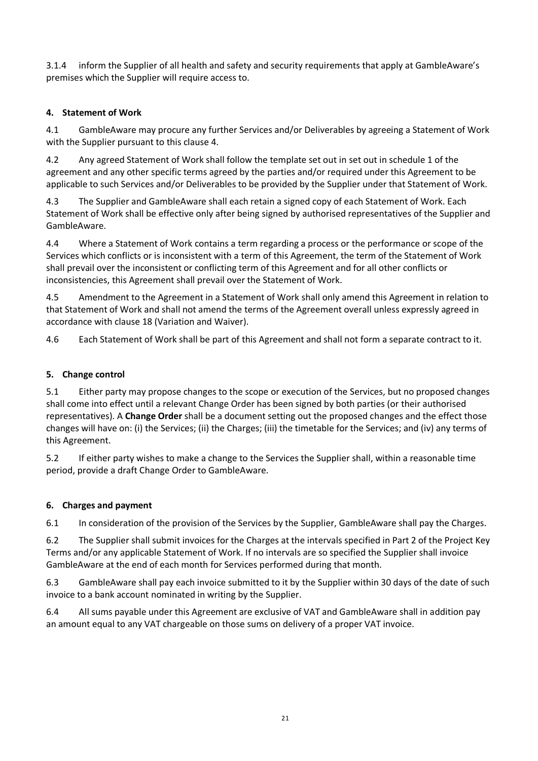3.1.4 inform the Supplier of all health and safety and security requirements that apply at GambleAware's premises which the Supplier will require access to.

## 4. Statement of Work

4.1 GambleAware may procure any further Services and/or Deliverables by agreeing a Statement of Work with the Supplier pursuant to this clause 4.

4.2 Any agreed Statement of Work shall follow the template set out in set out in schedule 1 of the agreement and any other specific terms agreed by the parties and/or required under this Agreement to be applicable to such Services and/or Deliverables to be provided by the Supplier under that Statement of Work.

4.3 The Supplier and GambleAware shall each retain a signed copy of each Statement of Work. Each Statement of Work shall be effective only after being signed by authorised representatives of the Supplier and GambleAware.

4.4 Where a Statement of Work contains a term regarding a process or the performance or scope of the Services which conflicts or is inconsistent with a term of this Agreement, the term of the Statement of Work shall prevail over the inconsistent or conflicting term of this Agreement and for all other conflicts or inconsistencies, this Agreement shall prevail over the Statement of Work.

4.5 Amendment to the Agreement in a Statement of Work shall only amend this Agreement in relation to that Statement of Work and shall not amend the terms of the Agreement overall unless expressly agreed in accordance with clause 18 (Variation and Waiver).

4.6 Each Statement of Work shall be part of this Agreement and shall not form a separate contract to it.

## 5. Change control

5.1 Either party may propose changes to the scope or execution of the Services, but no proposed changes shall come into effect until a relevant Change Order has been signed by both parties (or their authorised representatives). A **Change Order** shall be a document setting out the proposed changes and the effect those changes will have on: (i) the Services; (ii) the Charges; (iii) the timetable for the Services; and (iv) any terms of this Agreement.

5.2 If either party wishes to make a change to the Services the Supplier shall, within a reasonable time period, provide a draft Change Order to GambleAware.

## 6. Charges and payment

6.1 In consideration of the provision of the Services by the Supplier, GambleAware shall pay the Charges.

6.2 The Supplier shall submit invoices for the Charges at the intervals specified in Part 2 of the Project Key Terms and/or any applicable Statement of Work. If no intervals are so specified the Supplier shall invoice GambleAware at the end of each month for Services performed during that month.

6.3 GambleAware shall pay each invoice submitted to it by the Supplier within 30 days of the date of such invoice to a bank account nominated in writing by the Supplier.

6.4 All sums payable under this Agreement are exclusive of VAT and GambleAware shall in addition pay an amount equal to any VAT chargeable on those sums on delivery of a proper VAT invoice.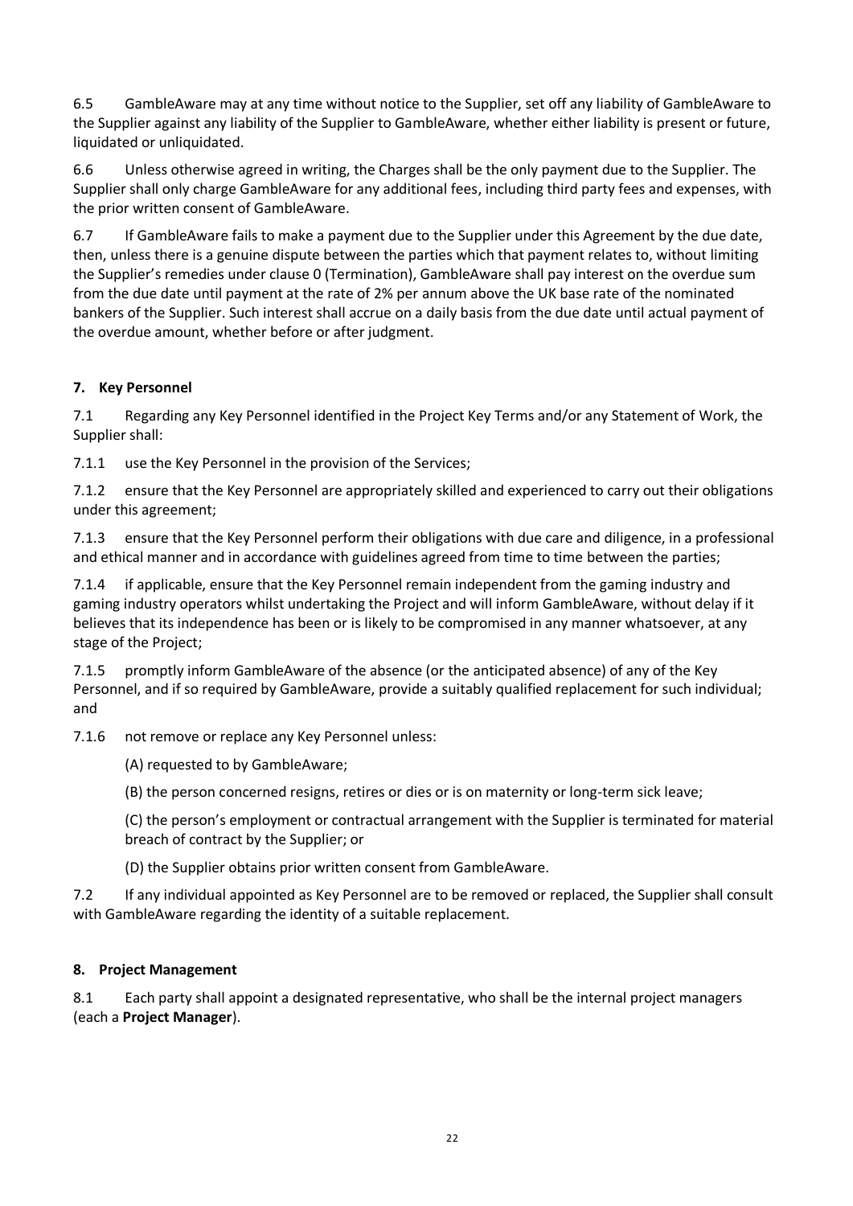6.5 GambleAware may at any time without notice to the Supplier, set off any liability of GambleAware to the Supplier against any liability of the Supplier to GambleAware, whether either liability is present or future, liquidated or unliquidated.

6.6 Unless otherwise agreed in writing, the Charges shall be the only payment due to the Supplier. The Supplier shall only charge GambleAware for any additional fees, including third party fees and expenses, with the prior written consent of GambleAware.

6.7 If GambleAware fails to make a payment due to the Supplier under this Agreement by the due date, then, unless there is a genuine dispute between the parties which that payment relates to, without limiting the Supplier's remedies under clause 0 (Termination), GambleAware shall pay interest on the overdue sum from the due date until payment at the rate of 2% per annum above the UK base rate of the nominated bankers of the Supplier. Such interest shall accrue on a daily basis from the due date until actual payment of the overdue amount, whether before or after judgment.

## 7. Key Personnel

7.1 Regarding any Key Personnel identified in the Project Key Terms and/or any Statement of Work, the Supplier shall:

7.1.1 use the Key Personnel in the provision of the Services;

7.1.2 ensure that the Key Personnel are appropriately skilled and experienced to carry out their obligations under this agreement;

7.1.3 ensure that the Key Personnel perform their obligations with due care and diligence, in a professional and ethical manner and in accordance with guidelines agreed from time to time between the parties;

7.1.4 if applicable, ensure that the Key Personnel remain independent from the gaming industry and gaming industry operators whilst undertaking the Project and will inform GambleAware, without delay if it believes that its independence has been or is likely to be compromised in any manner whatsoever, at any stage of the Project;

7.1.5 promptly inform GambleAware of the absence (or the anticipated absence) of any of the Key Personnel, and if so required by GambleAware, provide a suitably qualified replacement for such individual; and

7.1.6 not remove or replace any Key Personnel unless:

(A) requested to by GambleAware;

(B) the person concerned resigns, retires or dies or is on maternity or long-term sick leave;

(C) the person's employment or contractual arrangement with the Supplier is terminated for material breach of contract by the Supplier; or

(D) the Supplier obtains prior written consent from GambleAware.

7.2 If any individual appointed as Key Personnel are to be removed or replaced, the Supplier shall consult with GambleAware regarding the identity of a suitable replacement.

## 8. Project Management

8.1 Each party shall appoint a designated representative, who shall be the internal project managers (each a **Project Manager**).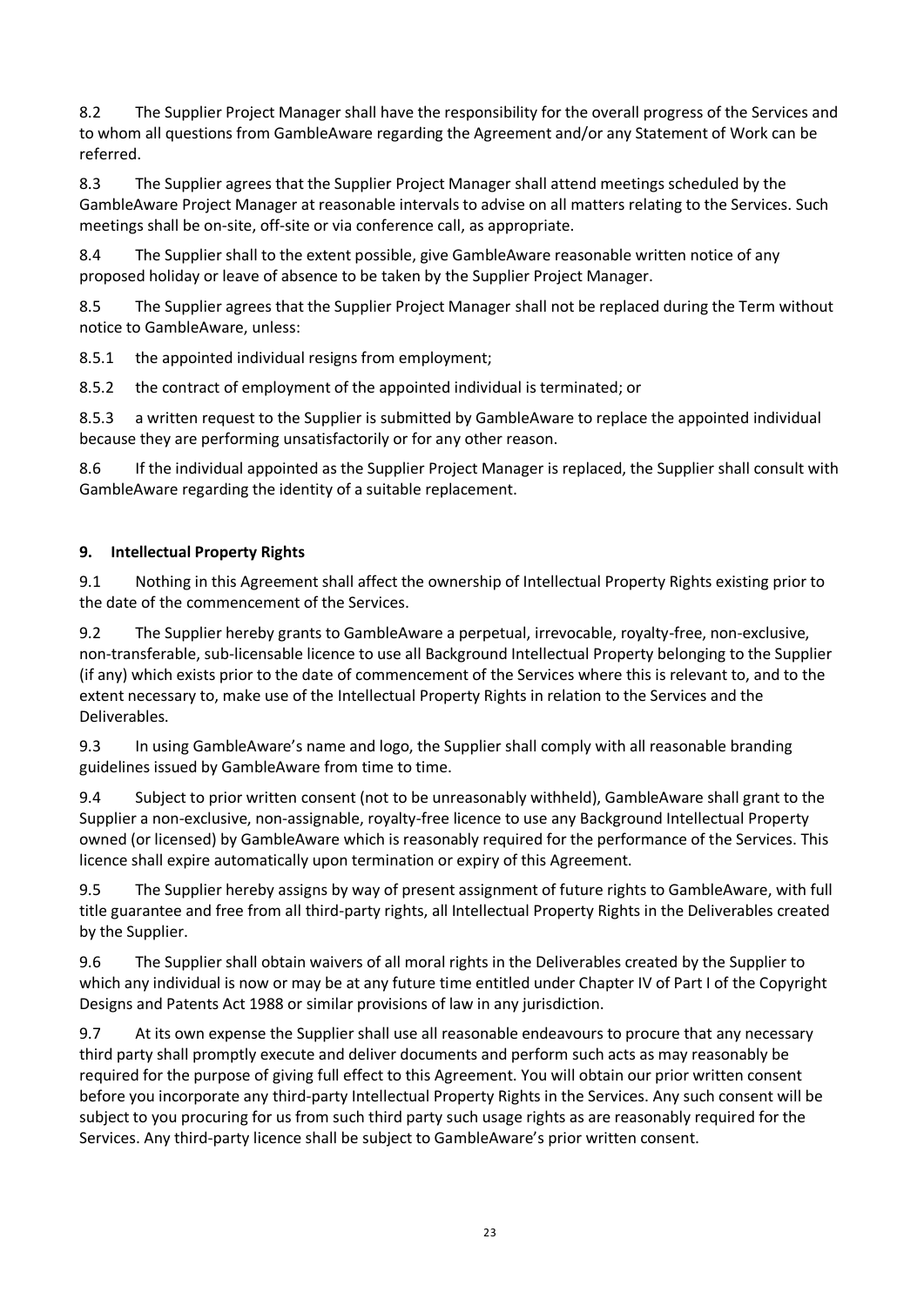8.2 The Supplier Project Manager shall have the responsibility for the overall progress of the Services and to whom all questions from GambleAware regarding the Agreement and/or any Statement of Work can be referred.

8.3 The Supplier agrees that the Supplier Project Manager shall attend meetings scheduled by the GambleAware Project Manager at reasonable intervals to advise on all matters relating to the Services. Such meetings shall be on-site, off-site or via conference call, as appropriate.

8.4 The Supplier shall to the extent possible, give GambleAware reasonable written notice of any proposed holiday or leave of absence to be taken by the Supplier Project Manager.

8.5 The Supplier agrees that the Supplier Project Manager shall not be replaced during the Term without notice to GambleAware, unless:

8.5.1 the appointed individual resigns from employment;

8.5.2 the contract of employment of the appointed individual is terminated; or

8.5.3 a written request to the Supplier is submitted by GambleAware to replace the appointed individual because they are performing unsatisfactorily or for any other reason.

8.6 If the individual appointed as the Supplier Project Manager is replaced, the Supplier shall consult with GambleAware regarding the identity of a suitable replacement.

### 9. Intellectual Property Rights

9.1 Nothing in this Agreement shall affect the ownership of Intellectual Property Rights existing prior to the date of the commencement of the Services.

9.2 The Supplier hereby grants to GambleAware a perpetual, irrevocable, royalty-free, non-exclusive, non-transferable, sub-licensable licence to use all Background Intellectual Property belonging to the Supplier (if any) which exists prior to the date of commencement of the Services where this is relevant to, and to the extent necessary to, make use of the Intellectual Property Rights in relation to the Services and the Deliverables.

9.3 In using GambleAware's name and logo, the Supplier shall comply with all reasonable branding guidelines issued by GambleAware from time to time.

9.4 Subject to prior written consent (not to be unreasonably withheld), GambleAware shall grant to the Supplier a non-exclusive, non-assignable, royalty-free licence to use any Background Intellectual Property owned (or licensed) by GambleAware which is reasonably required for the performance of the Services. This licence shall expire automatically upon termination or expiry of this Agreement.

9.5 The Supplier hereby assigns by way of present assignment of future rights to GambleAware, with full title guarantee and free from all third-party rights, all Intellectual Property Rights in the Deliverables created by the Supplier.

9.6 The Supplier shall obtain waivers of all moral rights in the Deliverables created by the Supplier to which any individual is now or may be at any future time entitled under Chapter IV of Part I of the Copyright Designs and Patents Act 1988 or similar provisions of law in any jurisdiction.

9.7 At its own expense the Supplier shall use all reasonable endeavours to procure that any necessary third party shall promptly execute and deliver documents and perform such acts as may reasonably be required for the purpose of giving full effect to this Agreement. You will obtain our prior written consent before you incorporate any third-party Intellectual Property Rights in the Services. Any such consent will be subject to you procuring for us from such third party such usage rights as are reasonably required for the Services. Any third-party licence shall be subject to GambleAware's prior written consent.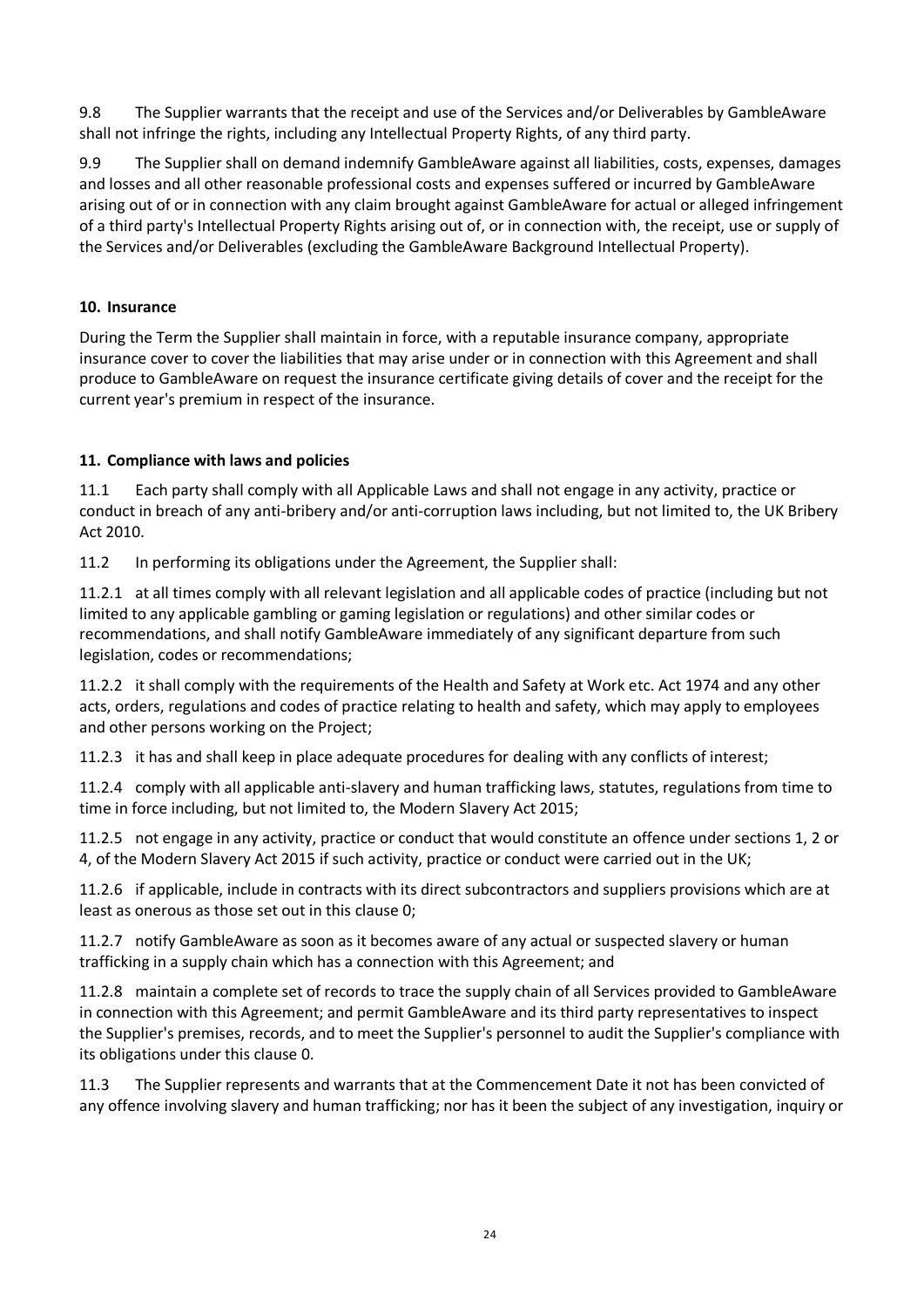9.8 The Supplier warrants that the receipt and use of the Services and/or Deliverables by GambleAware shall not infringe the rights, including any Intellectual Property Rights, of any third party.

9.9 The Supplier shall on demand indemnify GambleAware against all liabilities, costs, expenses, damages and losses and all other reasonable professional costs and expenses suffered or incurred by GambleAware arising out of or in connection with any claim brought against GambleAware for actual or alleged infringement of a third party's Intellectual Property Rights arising out of, or in connection with, the receipt, use or supply of the Services and/or Deliverables (excluding the GambleAware Background Intellectual Property).

**10. Insurance**

During the Term the Supplier shall maintain in force, with a reputable insurance company, appropriate insurance cover to cover the liabilities that may arise under or in connection with this Agreement and shall produce to GambleAware on request the insurance certificate giving details of cover and the receipt for the current year's premium in respect of the insurance.

**11. Compliance with laws and policies**

11.1 Each party shall comply with all Applicable Laws and shall not engage in any activity, practice or conduct in breach of any anti-bribery and/or anti-corruption laws including, but not limited to, the UK Bribery Act 2010.

11.2 In performing its obligations under the Agreement, the Supplier shall:

11.2.1 at all times comply with all relevant legislation and all applicable codes of practice (including but not limited to any applicable gambling or gaming legislation or regulations) and other similar codes or recommendations, and shall notify GambleAware immediately of any significant departure from such legislation, codes or recommendations;

11.2.2 it shall comply with the requirements of the Health and Safety at Work etc. Act 1974 and any other acts, orders, regulations and codes of practice relating to health and safety, which may apply to employees and other persons working on the Project;

11.2.3 it has and shall keep in place adequate procedures for dealing with any conflicts of interest;

11.2.4 comply with all applicable anti-slavery and human trafficking laws, statutes, regulations from time to time in force including, but not limited to, the Modern Slavery Act 2015;

11.2.5 not engage in any activity, practice or conduct that would constitute an offence under sections 1, 2 or 4, of the Modern Slavery Act 2015 if such activity, practice or conduct were carried out in the UK;

11.2.6 if applicable, include in contracts with its direct subcontractors and suppliers provisions which are at least as onerous as those set out in this clause 0;

11.2.7 notify GambleAware as soon as it becomes aware of any actual or suspected slavery or human trafficking in a supply chain which has a connection with this Agreement; and

11.2.8 maintain a complete set of records to trace the supply chain of all Services provided to GambleAware in connection with this Agreement; and permit GambleAware and its third party representatives to inspect the Supplier's premises, records, and to meet the Supplier's personnel to audit the Supplier's compliance with its obligations under this clause 0.

11.3 The Supplier represents and warrants that at the Commencement Date it not has been convicted of any offence involving slavery and human trafficking; nor has it been the subject of any investigation, inquiry or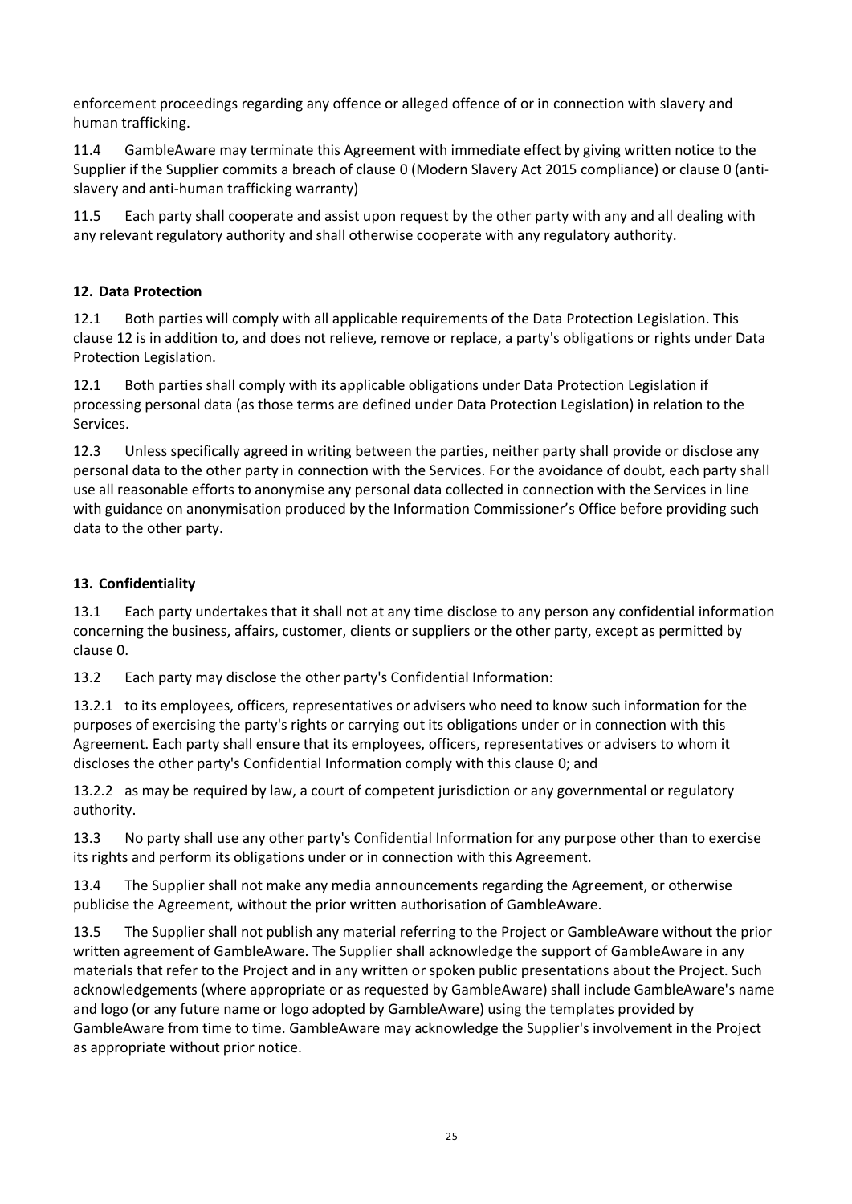enforcement proceedings regarding any offence or alleged offence of or in connection with slavery and human trafficking.

11.4 GambleAware may terminate this Agreement with immediate effect by giving written notice to the Supplier if the Supplier commits a breach of clause 0 (Modern Slavery Act 2015 compliance) or clause 0 (anti-slavery and anti-human trafficking warranty)

11.5 Each party shall cooperate and assist upon request by the other party with any and all dealing with any relevant regulatory authority and shall otherwise cooperate with any regulatory authority.

## 12. Data Protection

12.1 Both parties will comply with all applicable requirements of the Data Protection Legislation. This clause 12 is in addition to, and does not relieve, remove or replace, a party's obligations or rights under Data Protection Legislation.

12.1 Both parties shall comply with its applicable obligations under Data Protection Legislation if processing personal data (as those terms are defined under Data Protection Legislation) in relation to the Services.

12.3 Unless specifically agreed in writing between the parties, neither party shall provide or disclose any personal data to the other party in connection with the Services. For the avoidance of doubt, each party shall use all reasonable efforts to anonymise any personal data collected in connection with the Services in line with guidance on anonymisation produced by the Information Commissioner's Office before providing such data to the other party.

## 13. Confidentiality

13.1 Each party undertakes that it shall not at any time disclose to any person any confidential information concerning the business, affairs, customer, clients or suppliers or the other party, except as permitted by clause 0.

13.2 Each party may disclose the other party's Confidential Information:

13.2.1 to its employees, officers, representatives or advisers who need to know such information for the purposes of exercising the party's rights or carrying out its obligations under or in connection with this Agreement. Each party shall ensure that its employees, officers, representatives or advisers to whom it discloses the other party's Confidential Information comply with this clause 0; and

13.2.2 as may be required by law, a court of competent jurisdiction or any governmental or regulatory authority.

13.3 No party shall use any other party's Confidential Information for any purpose other than to exercise its rights and perform its obligations under or in connection with this Agreement.

13.4 The Supplier shall not make any media announcements regarding the Agreement, or otherwise publicise the Agreement, without the prior written authorisation of GambleAware.

13.5 The Supplier shall not publish any material referring to the Project or GambleAware without the prior written agreement of GambleAware. The Supplier shall acknowledge the support of GambleAware in any materials that refer to the Project and in any written or spoken public presentations about the Project. Such acknowledgements (where appropriate or as requested by GambleAware) shall include GambleAware's name and logo (or any future name or logo adopted by GambleAware) using the templates provided by GambleAware from time to time. GambleAware may acknowledge the Supplier's involvement in the Project as appropriate without prior notice.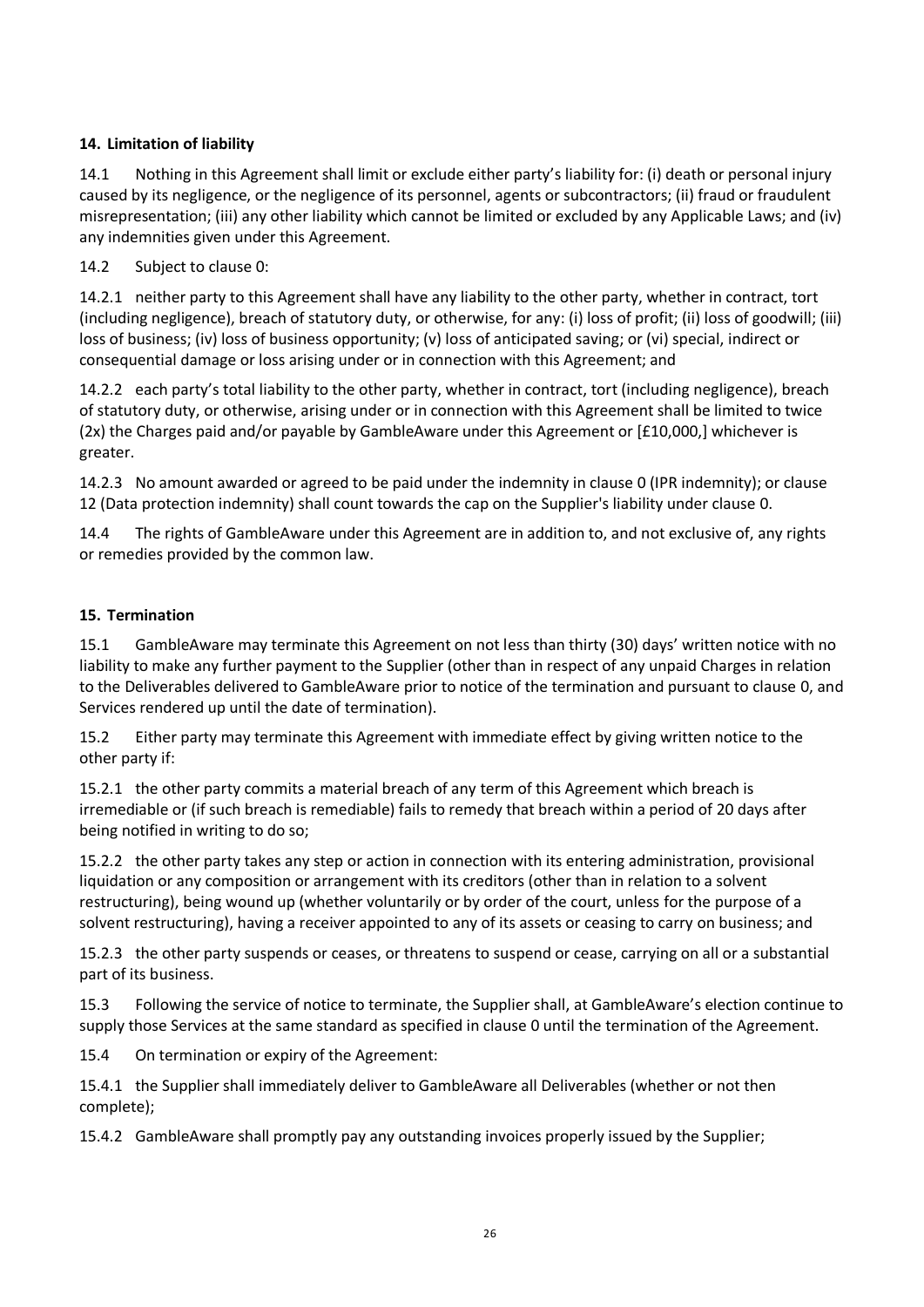### 14. Limitation of liability

14.1 Nothing in this Agreement shall limit or exclude either party's liability for: (i) death or personal injury caused by its negligence, or the negligence of its personnel, agents or subcontractors; (ii) fraud or fraudulent misrepresentation; (iii) any other liability which cannot be limited or excluded by any Applicable Laws; and (iv) any indemnities given under this Agreement.

14.2 Subject to clause 0:

14.2.1 neither party to this Agreement shall have any liability to the other party, whether in contract, tort (including negligence), breach of statutory duty, or otherwise, for any: (i) loss of profit; (ii) loss of goodwill; (iii) loss of business; (iv) loss of business opportunity; (v) loss of anticipated saving; or (vi) special, indirect or consequential damage or loss arising under or in connection with this Agreement; and

14.2.2 each party's total liability to the other party, whether in contract, tort (including negligence), breach of statutory duty, or otherwise, arising under or in connection with this Agreement shall be limited to twice (2x) the Charges paid and/or payable by GambleAware under this Agreement or [£10,000,] whichever is greater.

14.2.3 No amount awarded or agreed to be paid under the indemnity in clause 0 (IPR indemnity); or clause 12 (Data protection indemnity) shall count towards the cap on the Supplier's liability under clause 0.

14.4 The rights of GambleAware under this Agreement are in addition to, and not exclusive of, any rights or remedies provided by the common law.

### 15. Termination

15.1 GambleAware may terminate this Agreement on not less than thirty (30) days' written notice with no liability to make any further payment to the Supplier (other than in respect of any unpaid Charges in relation to the Deliverables delivered to GambleAware prior to notice of the termination and pursuant to clause 0, and Services rendered up until the date of termination).

15.2 Either party may terminate this Agreement with immediate effect by giving written notice to the other party if:

15.2.1 the other party commits a material breach of any term of this Agreement which breach is irremediable or (if such breach is remediable) fails to remedy that breach within a period of 20 days after being notified in writing to do so;

15.2.2 the other party takes any step or action in connection with its entering administration, provisional liquidation or any composition or arrangement with its creditors (other than in relation to a solvent restructuring), being wound up (whether voluntarily or by order of the court, unless for the purpose of a solvent restructuring), having a receiver appointed to any of its assets or ceasing to carry on business; and

15.2.3 the other party suspends or ceases, or threatens to suspend or cease, carrying on all or a substantial part of its business.

15.3 Following the service of notice to terminate, the Supplier shall, at GambleAware's election continue to supply those Services at the same standard as specified in clause 0 until the termination of the Agreement.

15.4 On termination or expiry of the Agreement:

15.4.1 the Supplier shall immediately deliver to GambleAware all Deliverables (whether or not then complete);

15.4.2 GambleAware shall promptly pay any outstanding invoices properly issued by the Supplier;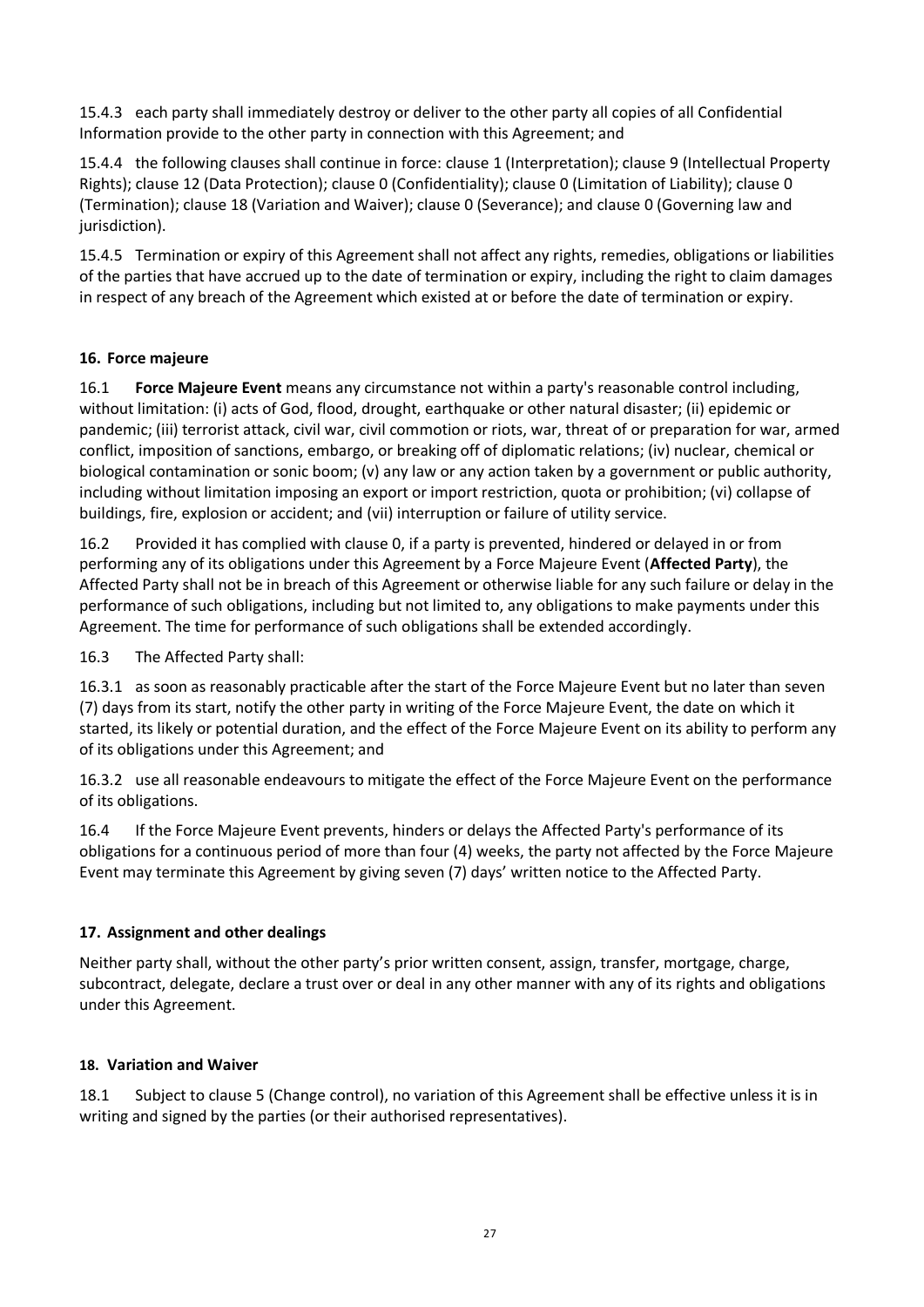15.4.3 each party shall immediately destroy or deliver to the other party all copies of all Confidential Information provide to the other party in connection with this Agreement; and

15.4.4 the following clauses shall continue in force: clause 1 (Interpretation); clause 9 (Intellectual Property Rights); clause 12 (Data Protection); clause 0 (Confidentiality); clause 0 (Limitation of Liability); clause 0 (Termination); clause 18 (Variation and Waiver); clause 0 (Severance); and clause 0 (Governing law and jurisdiction).

15.4.5 Termination or expiry of this Agreement shall not affect any rights, remedies, obligations or liabilities of the parties that have accrued up to the date of termination or expiry, including the right to claim damages in respect of any breach of the Agreement which existed at or before the date of termination or expiry.

## 16. Force majeure

16.1 **Force Majeure Event** means any circumstance not within a party's reasonable control including, without limitation: (i) acts of God, flood, drought, earthquake or other natural disaster; (ii) epidemic or pandemic; (iii) terrorist attack, civil war, civil commotion or riots, war, threat of or preparation for war, armed conflict, imposition of sanctions, embargo, or breaking off of diplomatic relations; (iv) nuclear, chemical or biological contamination or sonic boom; (v) any law or any action taken by a government or public authority, including without limitation imposing an export or import restriction, quota or prohibition; (vi) collapse of buildings, fire, explosion or accident; and (vii) interruption or failure of utility service.

16.2 Provided it has complied with clause 0, if a party is prevented, hindered or delayed in or from performing any of its obligations under this Agreement by a Force Majeure Event (**Affected Party**), the Affected Party shall not be in breach of this Agreement or otherwise liable for any such failure or delay in the performance of such obligations, including but not limited to, any obligations to make payments under this Agreement. The time for performance of such obligations shall be extended accordingly.

16.3 The Affected Party shall:

16.3.1 as soon as reasonably practicable after the start of the Force Majeure Event but no later than seven (7) days from its start, notify the other party in writing of the Force Majeure Event, the date on which it started, its likely or potential duration, and the effect of the Force Majeure Event on its ability to perform any of its obligations under this Agreement; and

16.3.2 use all reasonable endeavours to mitigate the effect of the Force Majeure Event on the performance of its obligations.

16.4 If the Force Majeure Event prevents, hinders or delays the Affected Party's performance of its obligations for a continuous period of more than four (4) weeks, the party not affected by the Force Majeure Event may terminate this Agreement by giving seven (7) days' written notice to the Affected Party.

## 17. Assignment and other dealings

Neither party shall, without the other party's prior written consent, assign, transfer, mortgage, charge, subcontract, delegate, declare a trust over or deal in any other manner with any of its rights and obligations under this Agreement.

## 18. Variation and Waiver

18.1 Subject to clause 5 (Change control), no variation of this Agreement shall be effective unless it is in writing and signed by the parties (or their authorised representatives).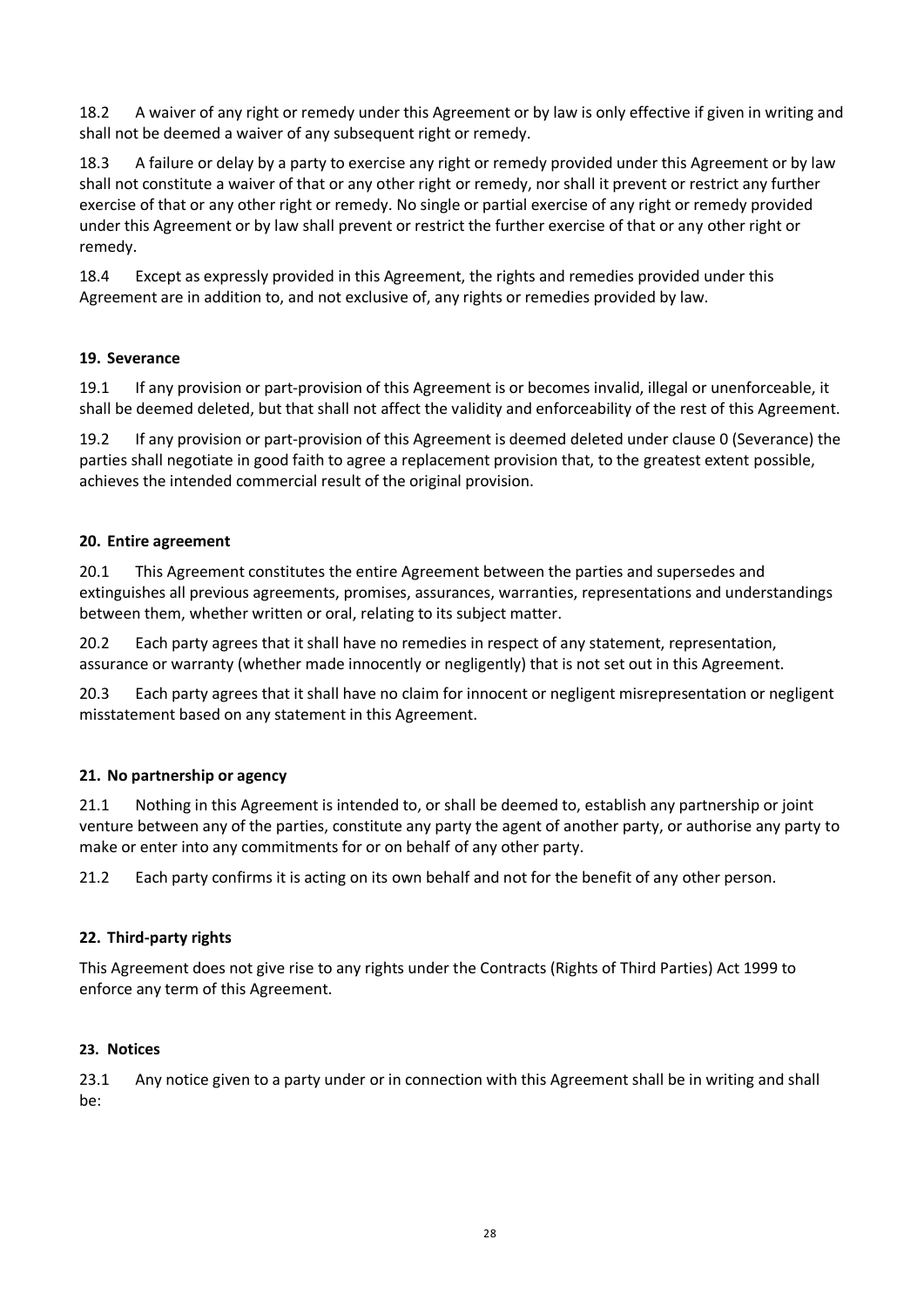18.2 A waiver of any right or remedy under this Agreement or by law is only effective if given in writing and shall not be deemed a waiver of any subsequent right or remedy.

18.3 A failure or delay by a party to exercise any right or remedy provided under this Agreement or by law shall not constitute a waiver of that or any other right or remedy, nor shall it prevent or restrict any further exercise of that or any other right or remedy. No single or partial exercise of any right or remedy provided under this Agreement or by law shall prevent or restrict the further exercise of that or any other right or remedy.

18.4 Except as expressly provided in this Agreement, the rights and remedies provided under this Agreement are in addition to, and not exclusive of, any rights or remedies provided by law.

**19. Severance**

19.1 If any provision or part-provision of this Agreement is or becomes invalid, illegal or unenforceable, it shall be deemed deleted, but that shall not affect the validity and enforceability of the rest of this Agreement.

19.2 If any provision or part-provision of this Agreement is deemed deleted under clause 0 (Severance) the parties shall negotiate in good faith to agree a replacement provision that, to the greatest extent possible, achieves the intended commercial result of the original provision.

**20. Entire agreement**

20.1 This Agreement constitutes the entire Agreement between the parties and supersedes and extinguishes all previous agreements, promises, assurances, warranties, representations and understandings between them, whether written or oral, relating to its subject matter.

20.2 Each party agrees that it shall have no remedies in respect of any statement, representation, assurance or warranty (whether made innocently or negligently) that is not set out in this Agreement.

20.3 Each party agrees that it shall have no claim for innocent or negligent misrepresentation or negligent misstatement based on any statement in this Agreement.

**21. No partnership or agency**

21.1 Nothing in this Agreement is intended to, or shall be deemed to, establish any partnership or joint venture between any of the parties, constitute any party the agent of another party, or authorise any party to make or enter into any commitments for or on behalf of any other party.

21.2 Each party confirms it is acting on its own behalf and not for the benefit of any other person.

**22. Third-party rights**

This Agreement does not give rise to any rights under the Contracts (Rights of Third Parties) Act 1999 to enforce any term of this Agreement.

**23. Notices**

23.1 Any notice given to a party under or in connection with this Agreement shall be in writing and shall be: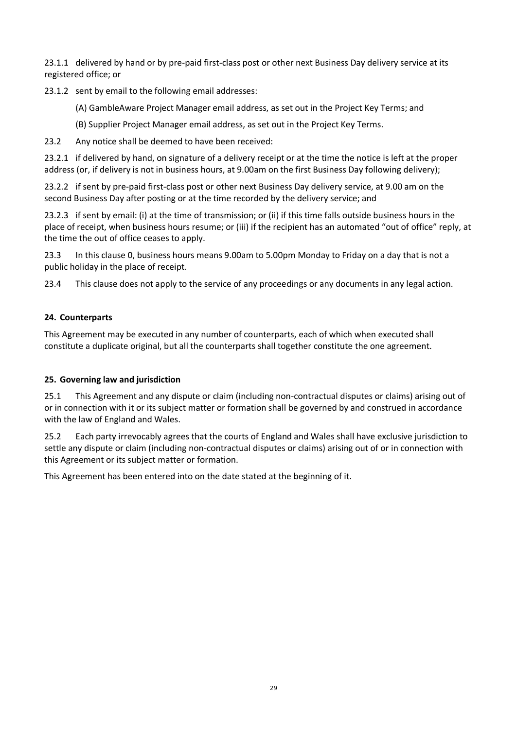23.1.1 delivered by hand or by pre-paid first-class post or other next Business Day delivery service at its registered office; or

23.1.2 sent by email to the following email addresses:

(A) GambleAware Project Manager email address, as set out in the Project Key Terms; and

(B) Supplier Project Manager email address, as set out in the Project Key Terms.

23.2 Any notice shall be deemed to have been received:

23.2.1 if delivered by hand, on signature of a delivery receipt or at the time the notice is left at the proper address (or, if delivery is not in business hours, at 9.00am on the first Business Day following delivery);

23.2.2 if sent by pre-paid first-class post or other next Business Day delivery service, at 9.00 am on the second Business Day after posting or at the time recorded by the delivery service; and

23.2.3 if sent by email: (i) at the time of transmission; or (ii) if this time falls outside business hours in the place of receipt, when business hours resume; or (iii) if the recipient has an automated "out of office" reply, at the time the out of office ceases to apply.

23.3 In this clause 0, business hours means 9.00am to 5.00pm Monday to Friday on a day that is not a public holiday in the place of receipt.

23.4 This clause does not apply to the service of any proceedings or any documents in any legal action.

**24. Counterparts**

This Agreement may be executed in any number of counterparts, each of which when executed shall constitute a duplicate original, but all the counterparts shall together constitute the one agreement.

**25. Governing law and jurisdiction**

25.1 This Agreement and any dispute or claim (including non-contractual disputes or claims) arising out of or in connection with it or its subject matter or formation shall be governed by and construed in accordance with the law of England and Wales.

25.2 Each party irrevocably agrees that the courts of England and Wales shall have exclusive jurisdiction to settle any dispute or claim (including non-contractual disputes or claims) arising out of or in connection with this Agreement or its subject matter or formation.

This Agreement has been entered into on the date stated at the beginning of it.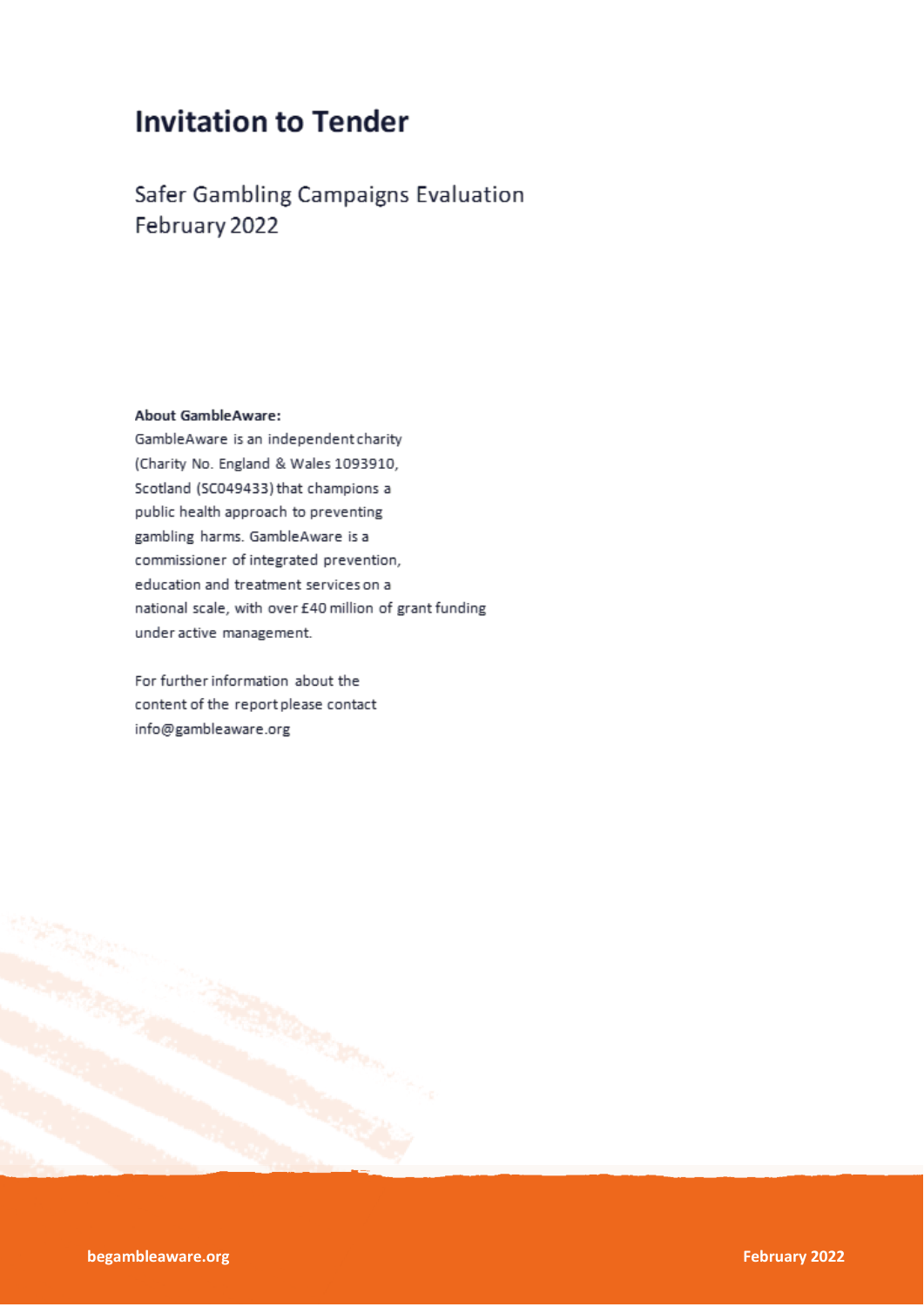# Invitation to Tender

Safer Gambling Campaigns Evaluation
February 2022

**About GambleAware:**
GambleAware is an independent charity (Charity No. England & Wales 1093910, Scotland (SC049433) that champions a public health approach to preventing gambling harms. GambleAware is a commissioner of integrated prevention, education and treatment services on a national scale, with over £40 million of grant funding under active management.

For further information about the content of the report please contact info@gambleaware.org

begambleaware.org

February 2022